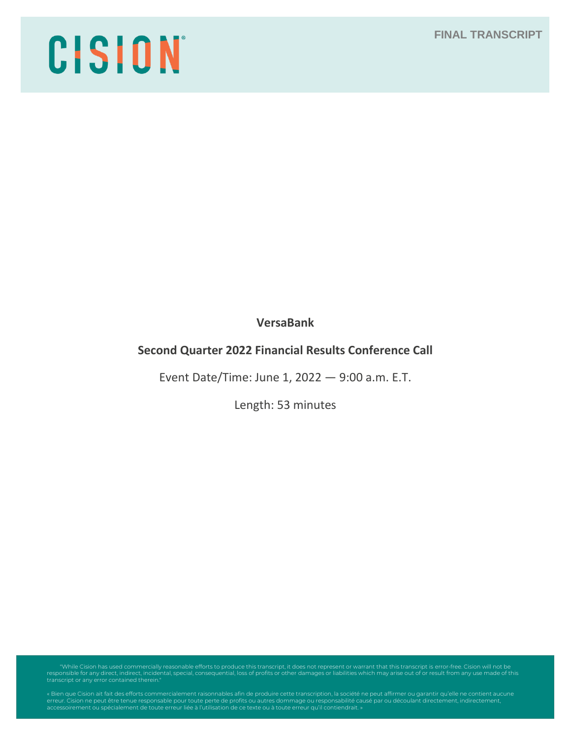CISION

FINAL TRANSCRIPT

**VersaBank**

**Second Quarter 2022 Financial Results Conference Call**

Event Date/Time: June 1, 2022 — 9:00 a.m. E.T.

Length: 53 minutes

"While Cision has used commercially reasonable efforts to produce this transcript, it does not represent or warrant that this transcript is error-free. Cision will not be responsible for any direct, indirect, incidental, special, consequential, loss of profits or other damages or liabilities which may arise out of or result from any use made of this transcript or any error contained therein."

« Bien que Cision ait fait des efforts commercialement raisonnables afin de produire cette transcription, la société ne peut affirmer ou garantir qu'elle ne contient aucune erreur. Cision ne peut être tenue responsable pour toute perte de profits ou autres dommage ou responsabilité causé par ou découlant directement, indirectement, accessoirement ou spécialement de toute erreur liée à l'utilisation de ce texte ou à toute erreur qu'il contiendrait. »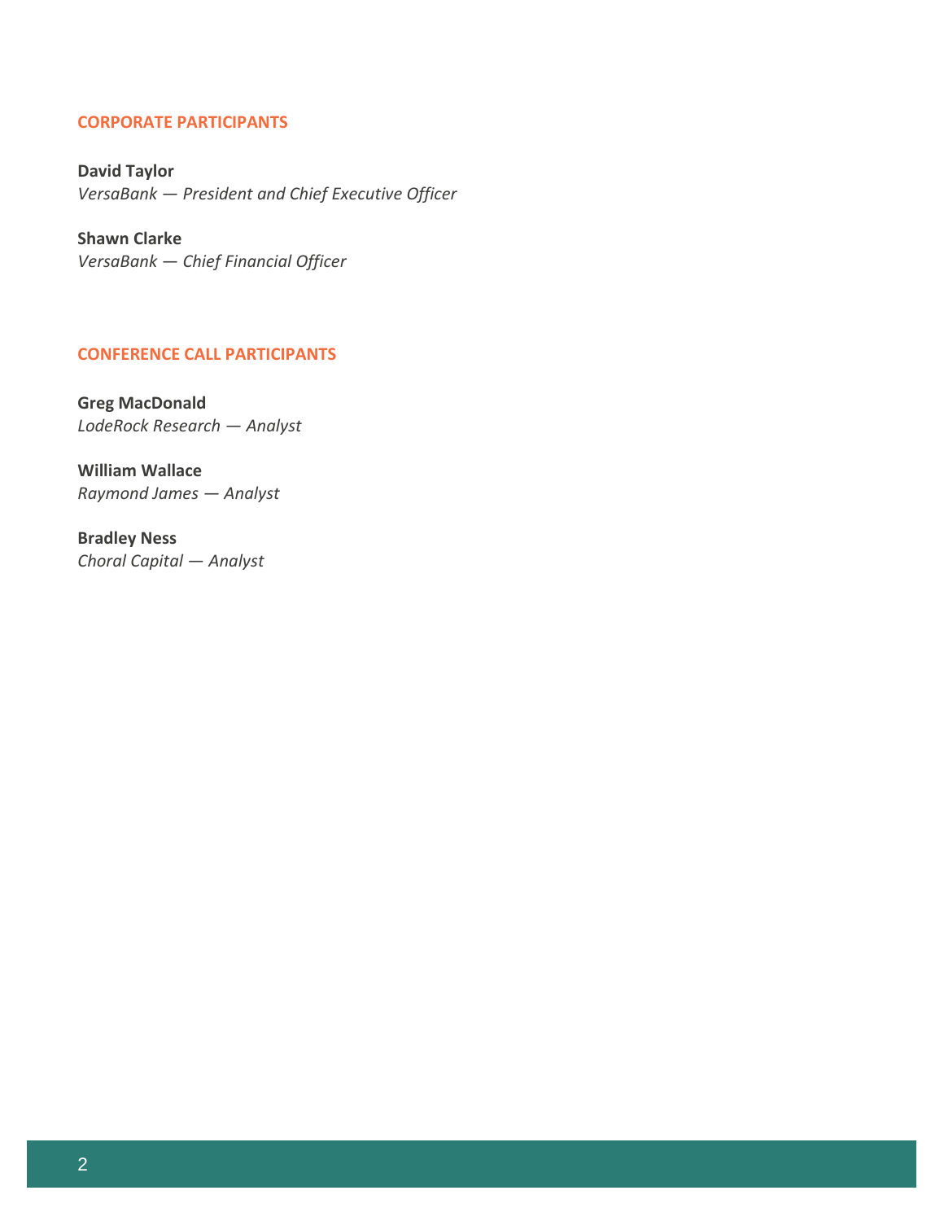## CORPORATE PARTICIPANTS

**David Taylor**
*VersaBank — President and Chief Executive Officer*

**Shawn Clarke**
*VersaBank — Chief Financial Officer*

## CONFERENCE CALL PARTICIPANTS

**Greg MacDonald**
*LodeRock Research — Analyst*

**William Wallace**
*Raymond James — Analyst*

**Bradley Ness**
*Choral Capital — Analyst*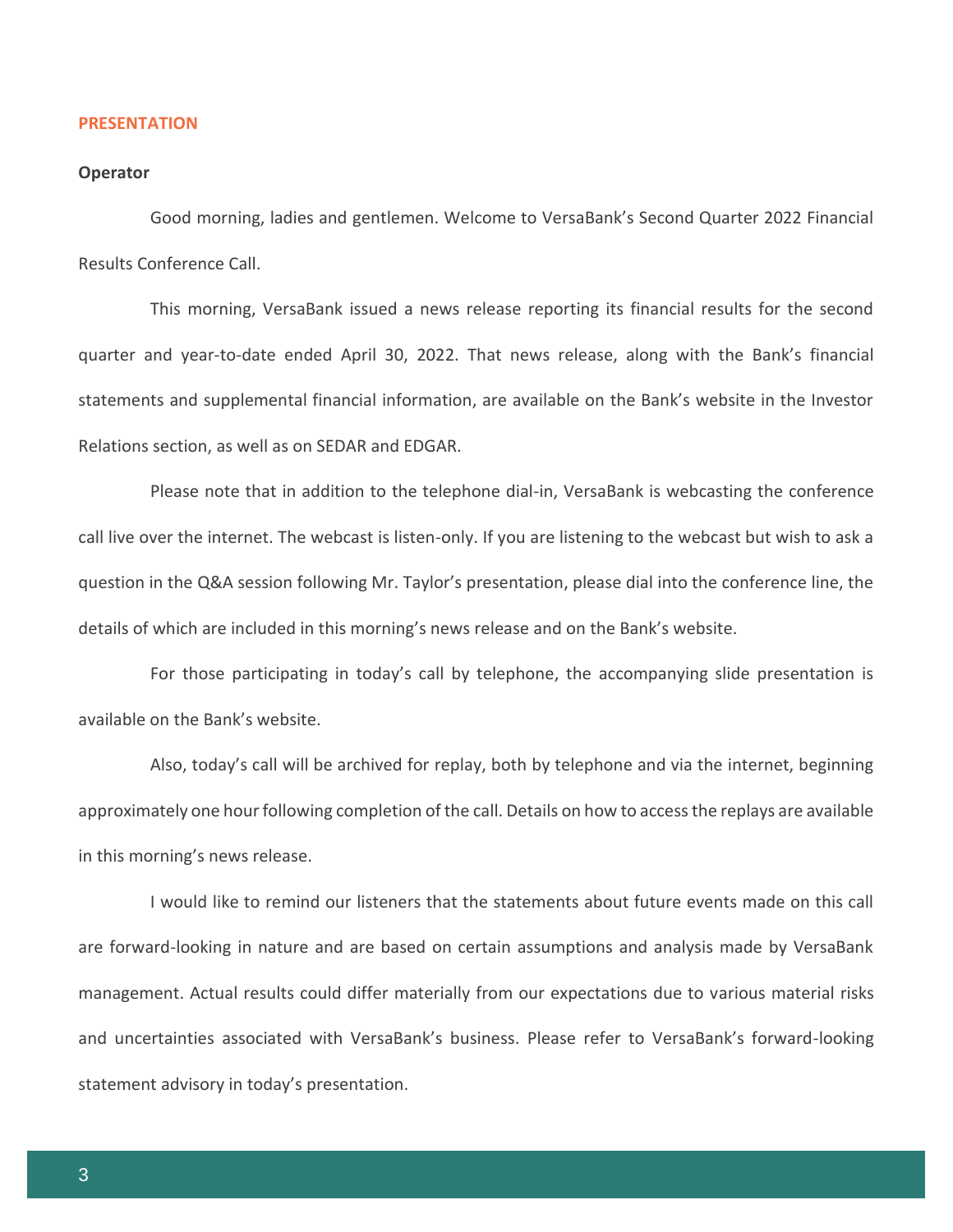## PRESENTATION

**Operator**

Good morning, ladies and gentlemen. Welcome to VersaBank's Second Quarter 2022 Financial Results Conference Call.

This morning, VersaBank issued a news release reporting its financial results for the second quarter and year-to-date ended April 30, 2022. That news release, along with the Bank's financial statements and supplemental financial information, are available on the Bank's website in the Investor Relations section, as well as on SEDAR and EDGAR.

Please note that in addition to the telephone dial-in, VersaBank is webcasting the conference call live over the internet. The webcast is listen-only. If you are listening to the webcast but wish to ask a question in the Q&A session following Mr. Taylor's presentation, please dial into the conference line, the details of which are included in this morning's news release and on the Bank's website.

For those participating in today's call by telephone, the accompanying slide presentation is available on the Bank's website.

Also, today's call will be archived for replay, both by telephone and via the internet, beginning approximately one hour following completion of the call. Details on how to access the replays are available in this morning's news release.

I would like to remind our listeners that the statements about future events made on this call are forward-looking in nature and are based on certain assumptions and analysis made by VersaBank management. Actual results could differ materially from our expectations due to various material risks and uncertainties associated with VersaBank's business. Please refer to VersaBank's forward-looking statement advisory in today's presentation.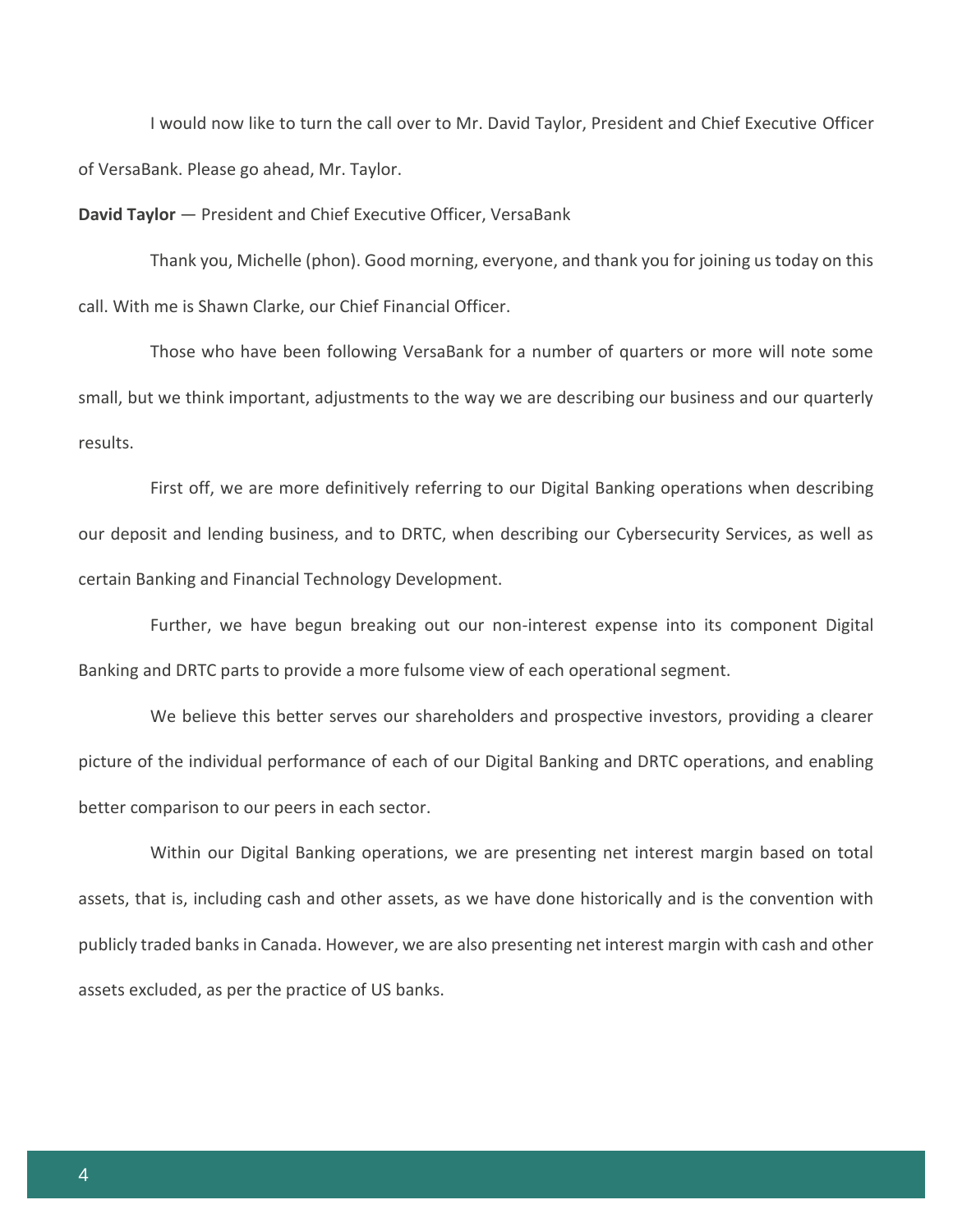I would now like to turn the call over to Mr. David Taylor, President and Chief Executive Officer of VersaBank. Please go ahead, Mr. Taylor.

**David Taylor** — President and Chief Executive Officer, VersaBank

Thank you, Michelle (phon). Good morning, everyone, and thank you for joining us today on this call. With me is Shawn Clarke, our Chief Financial Officer.

Those who have been following VersaBank for a number of quarters or more will note some small, but we think important, adjustments to the way we are describing our business and our quarterly results.

First off, we are more definitively referring to our Digital Banking operations when describing our deposit and lending business, and to DRTC, when describing our Cybersecurity Services, as well as certain Banking and Financial Technology Development.

Further, we have begun breaking out our non-interest expense into its component Digital Banking and DRTC parts to provide a more fulsome view of each operational segment.

We believe this better serves our shareholders and prospective investors, providing a clearer picture of the individual performance of each of our Digital Banking and DRTC operations, and enabling better comparison to our peers in each sector.

Within our Digital Banking operations, we are presenting net interest margin based on total assets, that is, including cash and other assets, as we have done historically and is the convention with publicly traded banks in Canada. However, we are also presenting net interest margin with cash and other assets excluded, as per the practice of US banks.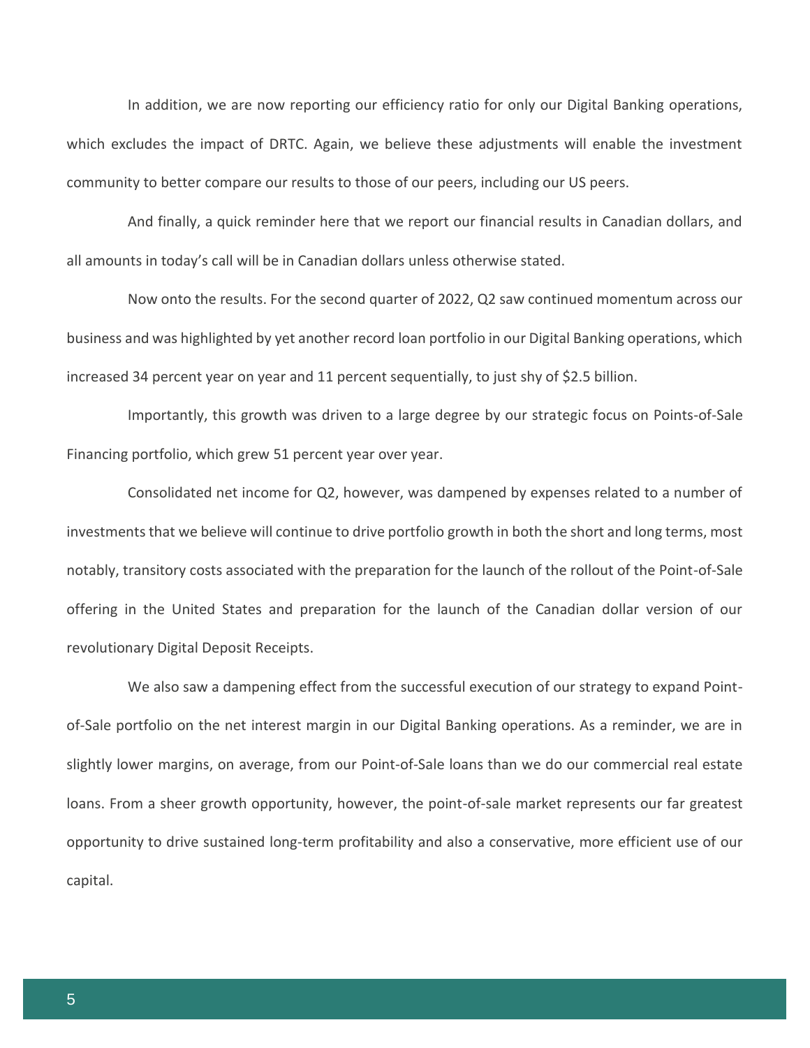In addition, we are now reporting our efficiency ratio for only our Digital Banking operations, which excludes the impact of DRTC. Again, we believe these adjustments will enable the investment community to better compare our results to those of our peers, including our US peers.

And finally, a quick reminder here that we report our financial results in Canadian dollars, and all amounts in today's call will be in Canadian dollars unless otherwise stated.

Now onto the results. For the second quarter of 2022, Q2 saw continued momentum across our business and was highlighted by yet another record loan portfolio in our Digital Banking operations, which increased 34 percent year on year and 11 percent sequentially, to just shy of $2.5 billion.

Importantly, this growth was driven to a large degree by our strategic focus on Points-of-Sale Financing portfolio, which grew 51 percent year over year.

Consolidated net income for Q2, however, was dampened by expenses related to a number of investments that we believe will continue to drive portfolio growth in both the short and long terms, most notably, transitory costs associated with the preparation for the launch of the rollout of the Point-of-Sale offering in the United States and preparation for the launch of the Canadian dollar version of our revolutionary Digital Deposit Receipts.

We also saw a dampening effect from the successful execution of our strategy to expand Point-of-Sale portfolio on the net interest margin in our Digital Banking operations. As a reminder, we are in slightly lower margins, on average, from our Point-of-Sale loans than we do our commercial real estate loans. From a sheer growth opportunity, however, the point-of-sale market represents our far greatest opportunity to drive sustained long-term profitability and also a conservative, more efficient use of our capital.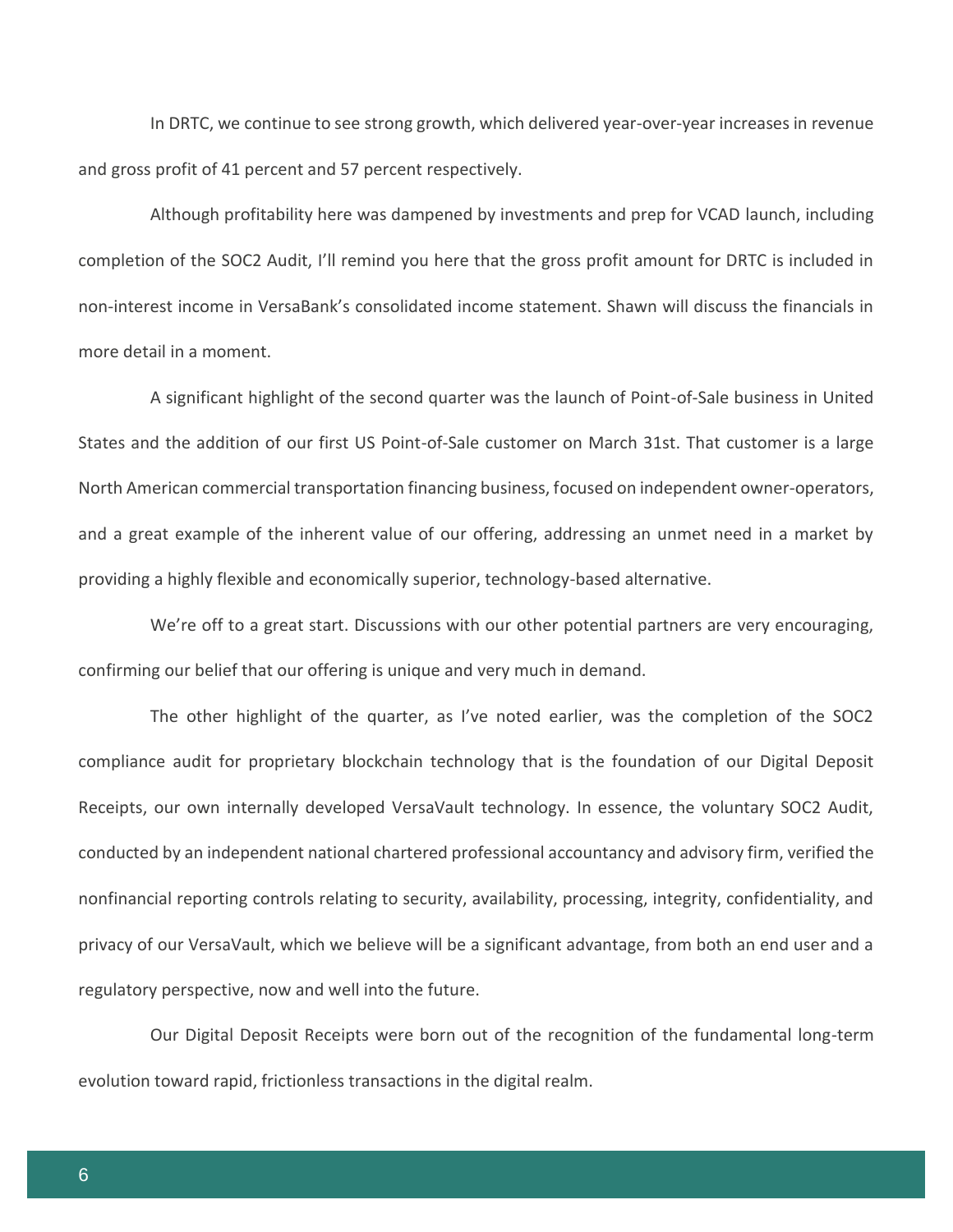In DRTC, we continue to see strong growth, which delivered year-over-year increases in revenue and gross profit of 41 percent and 57 percent respectively.

Although profitability here was dampened by investments and prep for VCAD launch, including completion of the SOC2 Audit, I'll remind you here that the gross profit amount for DRTC is included in non-interest income in VersaBank's consolidated income statement. Shawn will discuss the financials in more detail in a moment.

A significant highlight of the second quarter was the launch of Point-of-Sale business in United States and the addition of our first US Point-of-Sale customer on March 31st. That customer is a large North American commercial transportation financing business, focused on independent owner-operators, and a great example of the inherent value of our offering, addressing an unmet need in a market by providing a highly flexible and economically superior, technology-based alternative.

We're off to a great start. Discussions with our other potential partners are very encouraging, confirming our belief that our offering is unique and very much in demand.

The other highlight of the quarter, as I've noted earlier, was the completion of the SOC2 compliance audit for proprietary blockchain technology that is the foundation of our Digital Deposit Receipts, our own internally developed VersaVault technology. In essence, the voluntary SOC2 Audit, conducted by an independent national chartered professional accountancy and advisory firm, verified the nonfinancial reporting controls relating to security, availability, processing, integrity, confidentiality, and privacy of our VersaVault, which we believe will be a significant advantage, from both an end user and a regulatory perspective, now and well into the future.

Our Digital Deposit Receipts were born out of the recognition of the fundamental long-term evolution toward rapid, frictionless transactions in the digital realm.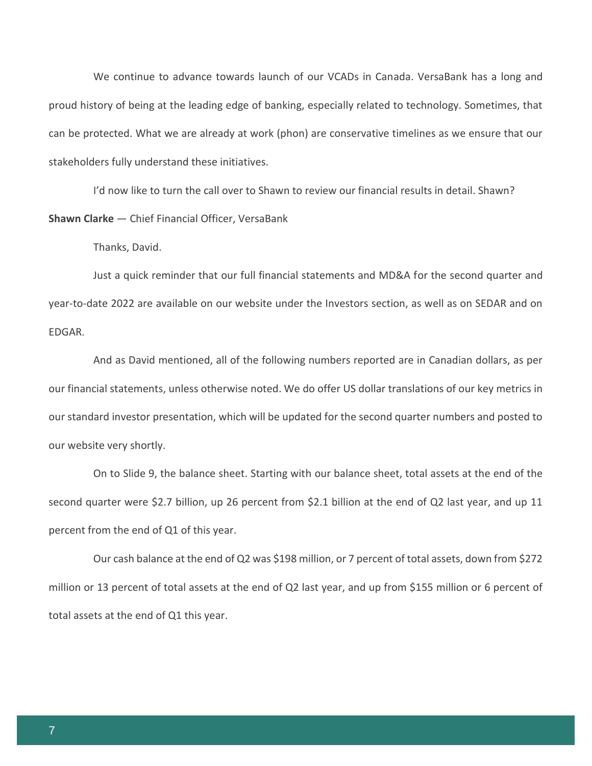We continue to advance towards launch of our VCADs in Canada. VersaBank has a long and proud history of being at the leading edge of banking, especially related to technology. Sometimes, that can be protected. What we are already at work (phon) are conservative timelines as we ensure that our stakeholders fully understand these initiatives.

I'd now like to turn the call over to Shawn to review our financial results in detail. Shawn?

**Shawn Clarke** — Chief Financial Officer, VersaBank

Thanks, David.

Just a quick reminder that our full financial statements and MD&A for the second quarter and year-to-date 2022 are available on our website under the Investors section, as well as on SEDAR and on EDGAR.

And as David mentioned, all of the following numbers reported are in Canadian dollars, as per our financial statements, unless otherwise noted. We do offer US dollar translations of our key metrics in our standard investor presentation, which will be updated for the second quarter numbers and posted to our website very shortly.

On to Slide 9, the balance sheet. Starting with our balance sheet, total assets at the end of the second quarter were $2.7 billion, up 26 percent from $2.1 billion at the end of Q2 last year, and up 11 percent from the end of Q1 of this year.

Our cash balance at the end of Q2 was $198 million, or 7 percent of total assets, down from $272 million or 13 percent of total assets at the end of Q2 last year, and up from $155 million or 6 percent of total assets at the end of Q1 this year.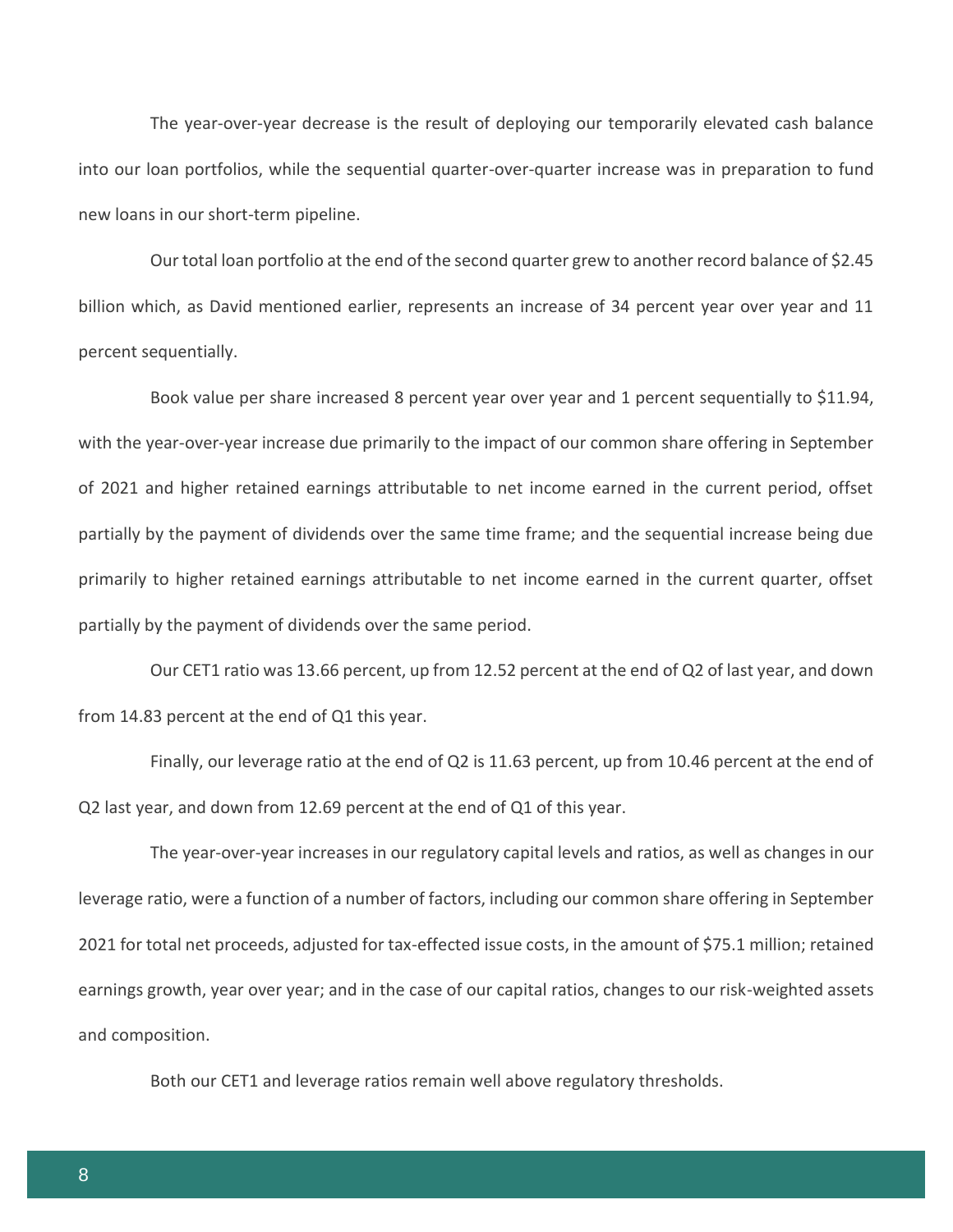The year-over-year decrease is the result of deploying our temporarily elevated cash balance into our loan portfolios, while the sequential quarter-over-quarter increase was in preparation to fund new loans in our short-term pipeline.

Our total loan portfolio at the end of the second quarter grew to another record balance of $2.45 billion which, as David mentioned earlier, represents an increase of 34 percent year over year and 11 percent sequentially.

Book value per share increased 8 percent year over year and 1 percent sequentially to $11.94, with the year-over-year increase due primarily to the impact of our common share offering in September of 2021 and higher retained earnings attributable to net income earned in the current period, offset partially by the payment of dividends over the same time frame; and the sequential increase being due primarily to higher retained earnings attributable to net income earned in the current quarter, offset partially by the payment of dividends over the same period.

Our CET1 ratio was 13.66 percent, up from 12.52 percent at the end of Q2 of last year, and down from 14.83 percent at the end of Q1 this year.

Finally, our leverage ratio at the end of Q2 is 11.63 percent, up from 10.46 percent at the end of Q2 last year, and down from 12.69 percent at the end of Q1 of this year.

The year-over-year increases in our regulatory capital levels and ratios, as well as changes in our leverage ratio, were a function of a number of factors, including our common share offering in September 2021 for total net proceeds, adjusted for tax-effected issue costs, in the amount of $75.1 million; retained earnings growth, year over year; and in the case of our capital ratios, changes to our risk-weighted assets and composition.

Both our CET1 and leverage ratios remain well above regulatory thresholds.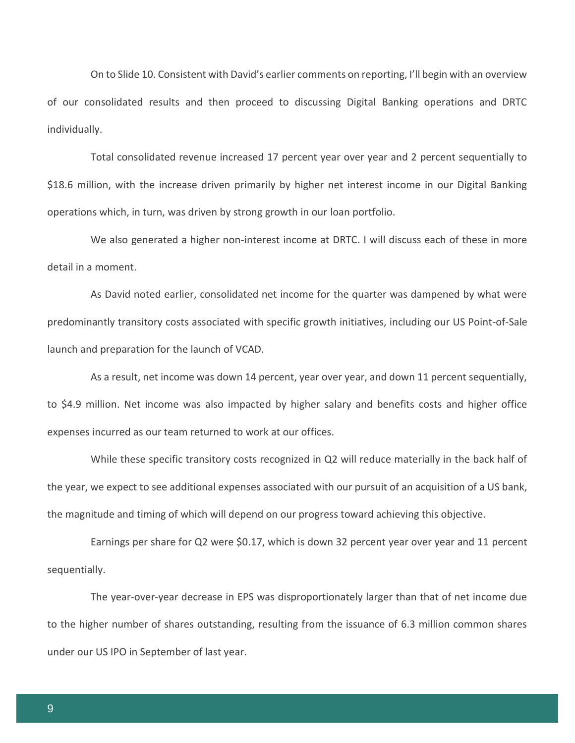On to Slide 10. Consistent with David's earlier comments on reporting, I'll begin with an overview of our consolidated results and then proceed to discussing Digital Banking operations and DRTC individually.

Total consolidated revenue increased 17 percent year over year and 2 percent sequentially to $18.6 million, with the increase driven primarily by higher net interest income in our Digital Banking operations which, in turn, was driven by strong growth in our loan portfolio.

We also generated a higher non-interest income at DRTC. I will discuss each of these in more detail in a moment.

As David noted earlier, consolidated net income for the quarter was dampened by what were predominantly transitory costs associated with specific growth initiatives, including our US Point-of-Sale launch and preparation for the launch of VCAD.

As a result, net income was down 14 percent, year over year, and down 11 percent sequentially, to $4.9 million. Net income was also impacted by higher salary and benefits costs and higher office expenses incurred as our team returned to work at our offices.

While these specific transitory costs recognized in Q2 will reduce materially in the back half of the year, we expect to see additional expenses associated with our pursuit of an acquisition of a US bank, the magnitude and timing of which will depend on our progress toward achieving this objective.

Earnings per share for Q2 were $0.17, which is down 32 percent year over year and 11 percent sequentially.

The year-over-year decrease in EPS was disproportionately larger than that of net income due to the higher number of shares outstanding, resulting from the issuance of 6.3 million common shares under our US IPO in September of last year.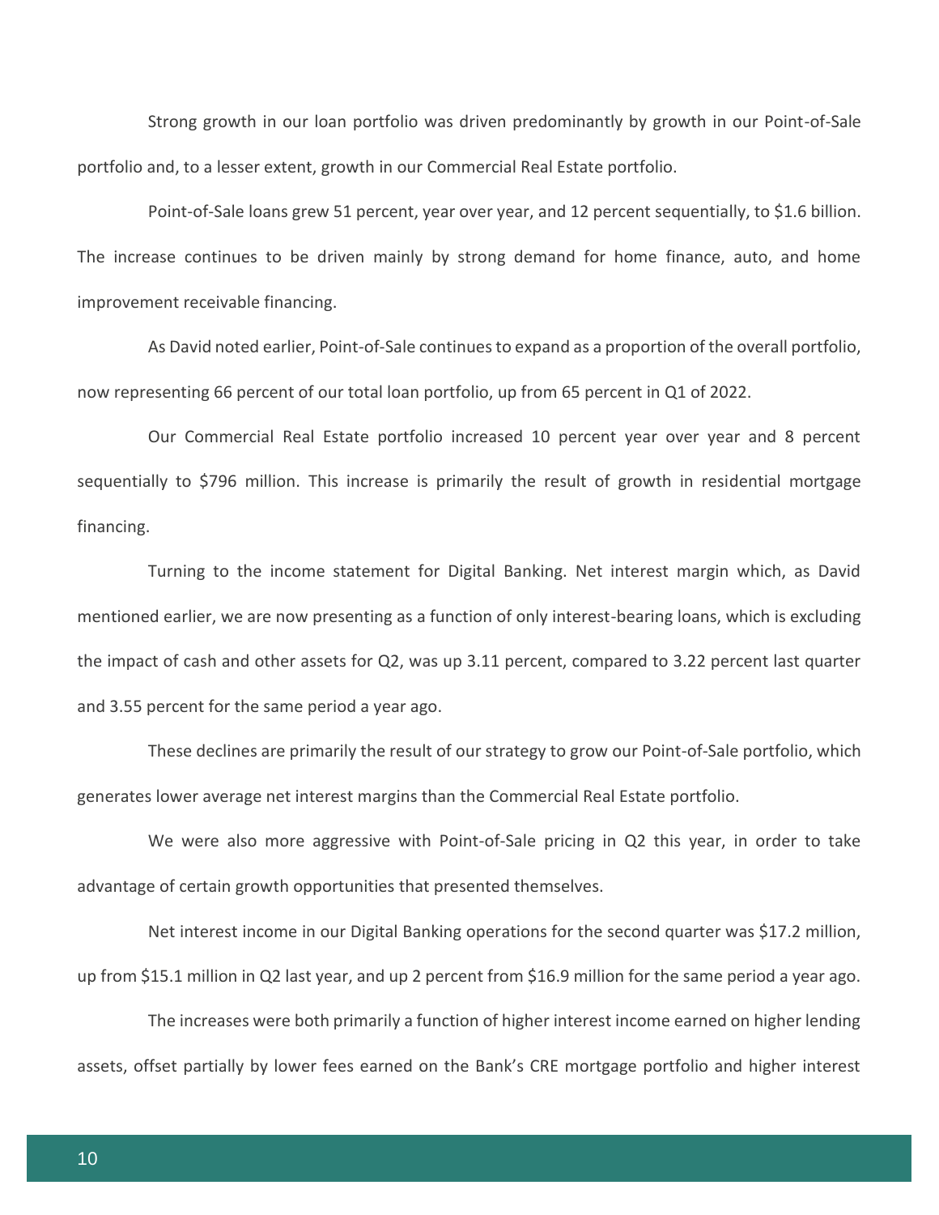Strong growth in our loan portfolio was driven predominantly by growth in our Point-of-Sale portfolio and, to a lesser extent, growth in our Commercial Real Estate portfolio.

Point-of-Sale loans grew 51 percent, year over year, and 12 percent sequentially, to $1.6 billion. The increase continues to be driven mainly by strong demand for home finance, auto, and home improvement receivable financing.

As David noted earlier, Point-of-Sale continues to expand as a proportion of the overall portfolio, now representing 66 percent of our total loan portfolio, up from 65 percent in Q1 of 2022.

Our Commercial Real Estate portfolio increased 10 percent year over year and 8 percent sequentially to $796 million. This increase is primarily the result of growth in residential mortgage financing.

Turning to the income statement for Digital Banking. Net interest margin which, as David mentioned earlier, we are now presenting as a function of only interest-bearing loans, which is excluding the impact of cash and other assets for Q2, was up 3.11 percent, compared to 3.22 percent last quarter and 3.55 percent for the same period a year ago.

These declines are primarily the result of our strategy to grow our Point-of-Sale portfolio, which generates lower average net interest margins than the Commercial Real Estate portfolio.

We were also more aggressive with Point-of-Sale pricing in Q2 this year, in order to take advantage of certain growth opportunities that presented themselves.

Net interest income in our Digital Banking operations for the second quarter was $17.2 million, up from $15.1 million in Q2 last year, and up 2 percent from $16.9 million for the same period a year ago.

The increases were both primarily a function of higher interest income earned on higher lending assets, offset partially by lower fees earned on the Bank's CRE mortgage portfolio and higher interest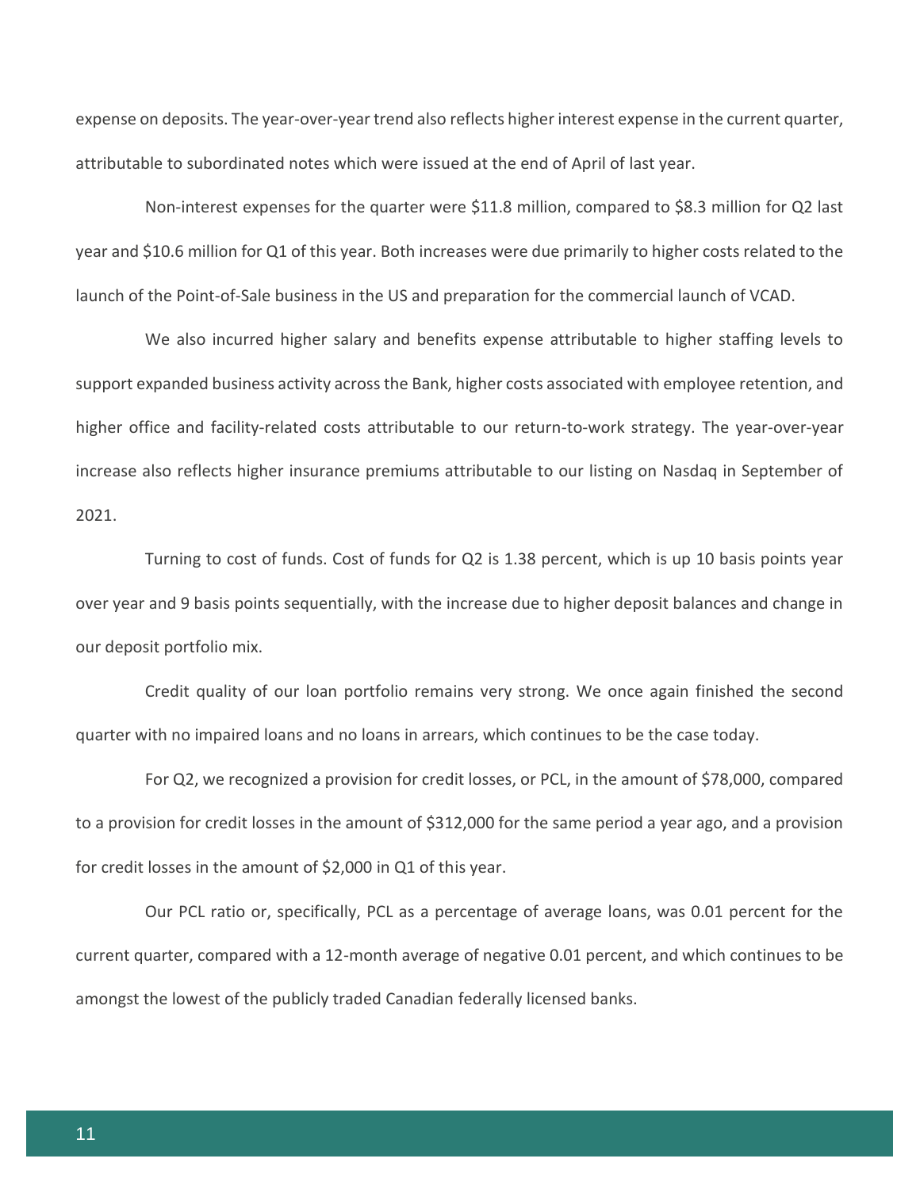expense on deposits. The year-over-year trend also reflects higher interest expense in the current quarter, attributable to subordinated notes which were issued at the end of April of last year.

Non-interest expenses for the quarter were $11.8 million, compared to $8.3 million for Q2 last year and $10.6 million for Q1 of this year. Both increases were due primarily to higher costs related to the launch of the Point-of-Sale business in the US and preparation for the commercial launch of VCAD.

We also incurred higher salary and benefits expense attributable to higher staffing levels to support expanded business activity across the Bank, higher costs associated with employee retention, and higher office and facility-related costs attributable to our return-to-work strategy. The year-over-year increase also reflects higher insurance premiums attributable to our listing on Nasdaq in September of 2021.

Turning to cost of funds. Cost of funds for Q2 is 1.38 percent, which is up 10 basis points year over year and 9 basis points sequentially, with the increase due to higher deposit balances and change in our deposit portfolio mix.

Credit quality of our loan portfolio remains very strong. We once again finished the second quarter with no impaired loans and no loans in arrears, which continues to be the case today.

For Q2, we recognized a provision for credit losses, or PCL, in the amount of $78,000, compared to a provision for credit losses in the amount of $312,000 for the same period a year ago, and a provision for credit losses in the amount of $2,000 in Q1 of this year.

Our PCL ratio or, specifically, PCL as a percentage of average loans, was 0.01 percent for the current quarter, compared with a 12-month average of negative 0.01 percent, and which continues to be amongst the lowest of the publicly traded Canadian federally licensed banks.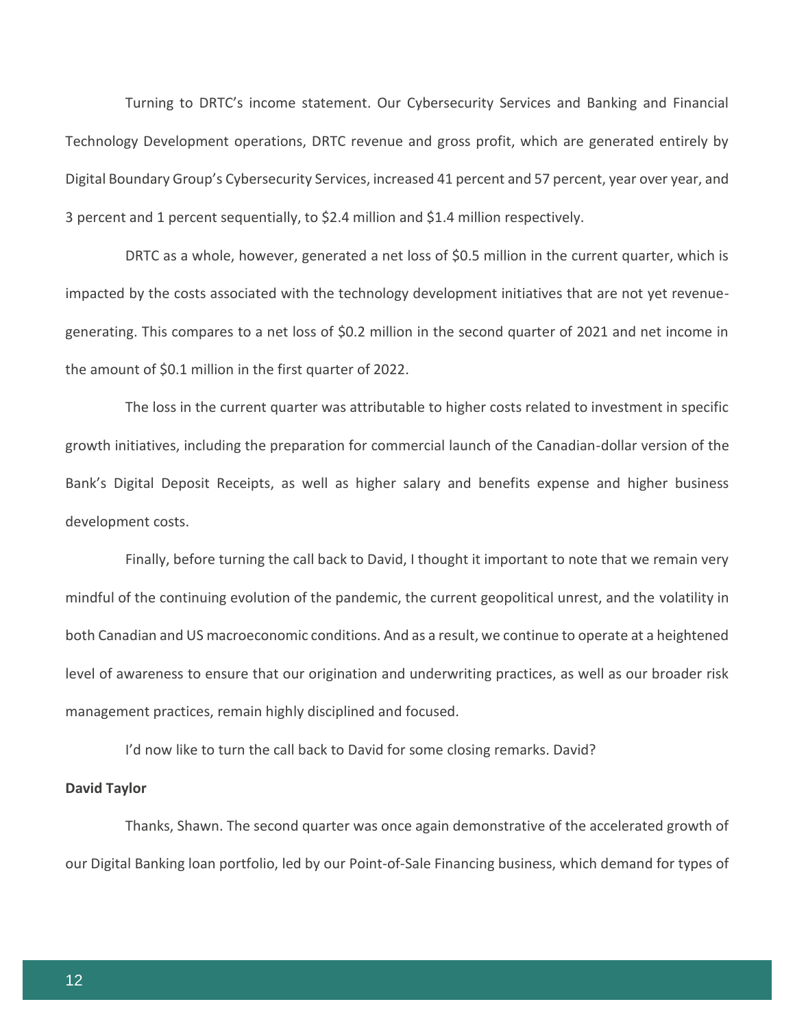Turning to DRTC's income statement. Our Cybersecurity Services and Banking and Financial Technology Development operations, DRTC revenue and gross profit, which are generated entirely by Digital Boundary Group's Cybersecurity Services, increased 41 percent and 57 percent, year over year, and 3 percent and 1 percent sequentially, to $2.4 million and $1.4 million respectively.

DRTC as a whole, however, generated a net loss of $0.5 million in the current quarter, which is impacted by the costs associated with the technology development initiatives that are not yet revenue-generating. This compares to a net loss of $0.2 million in the second quarter of 2021 and net income in the amount of $0.1 million in the first quarter of 2022.

The loss in the current quarter was attributable to higher costs related to investment in specific growth initiatives, including the preparation for commercial launch of the Canadian-dollar version of the Bank's Digital Deposit Receipts, as well as higher salary and benefits expense and higher business development costs.

Finally, before turning the call back to David, I thought it important to note that we remain very mindful of the continuing evolution of the pandemic, the current geopolitical unrest, and the volatility in both Canadian and US macroeconomic conditions. And as a result, we continue to operate at a heightened level of awareness to ensure that our origination and underwriting practices, as well as our broader risk management practices, remain highly disciplined and focused.

I'd now like to turn the call back to David for some closing remarks. David?

**David Taylor**

Thanks, Shawn. The second quarter was once again demonstrative of the accelerated growth of our Digital Banking loan portfolio, led by our Point-of-Sale Financing business, which demand for types of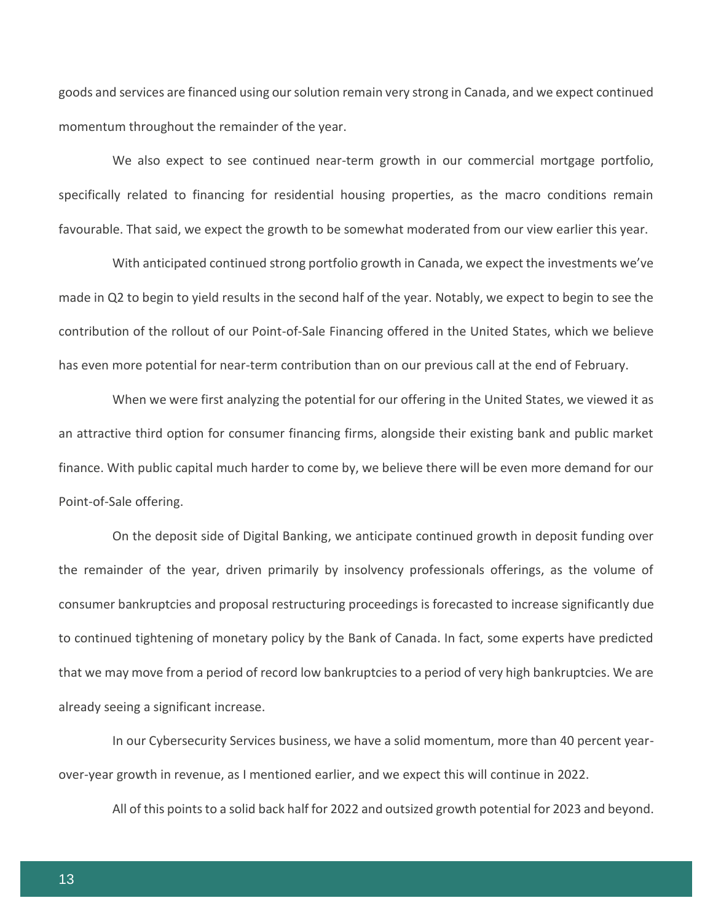goods and services are financed using our solution remain very strong in Canada, and we expect continued momentum throughout the remainder of the year.

We also expect to see continued near-term growth in our commercial mortgage portfolio, specifically related to financing for residential housing properties, as the macro conditions remain favourable. That said, we expect the growth to be somewhat moderated from our view earlier this year.

With anticipated continued strong portfolio growth in Canada, we expect the investments we've made in Q2 to begin to yield results in the second half of the year. Notably, we expect to begin to see the contribution of the rollout of our Point-of-Sale Financing offered in the United States, which we believe has even more potential for near-term contribution than on our previous call at the end of February.

When we were first analyzing the potential for our offering in the United States, we viewed it as an attractive third option for consumer financing firms, alongside their existing bank and public market finance. With public capital much harder to come by, we believe there will be even more demand for our Point-of-Sale offering.

On the deposit side of Digital Banking, we anticipate continued growth in deposit funding over the remainder of the year, driven primarily by insolvency professionals offerings, as the volume of consumer bankruptcies and proposal restructuring proceedings is forecasted to increase significantly due to continued tightening of monetary policy by the Bank of Canada. In fact, some experts have predicted that we may move from a period of record low bankruptcies to a period of very high bankruptcies. We are already seeing a significant increase.

In our Cybersecurity Services business, we have a solid momentum, more than 40 percent year-over-year growth in revenue, as I mentioned earlier, and we expect this will continue in 2022.

All of this points to a solid back half for 2022 and outsized growth potential for 2023 and beyond.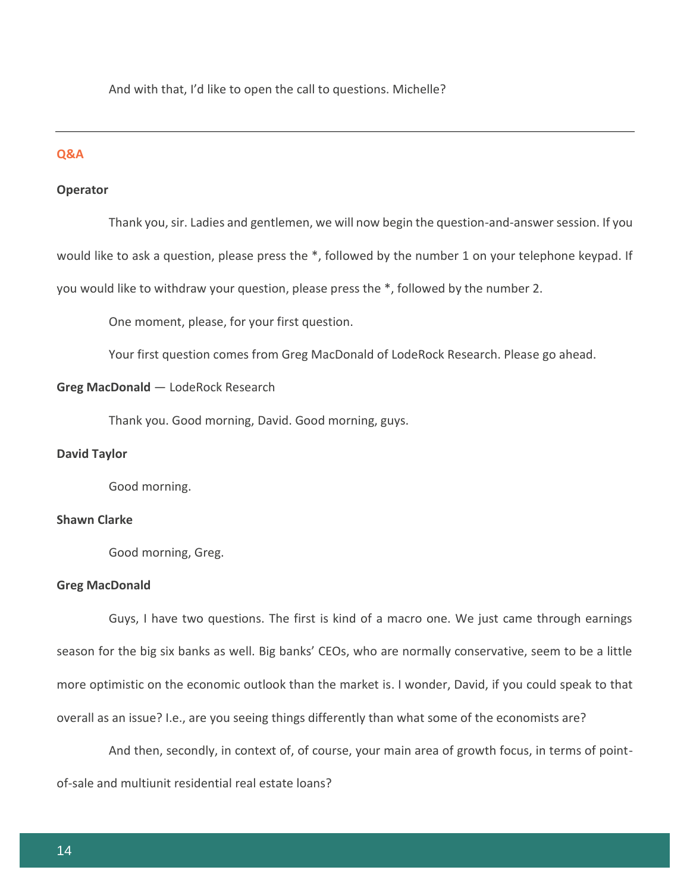And with that, I'd like to open the call to questions. Michelle?

---

## Q&A

**Operator**

Thank you, sir. Ladies and gentlemen, we will now begin the question-and-answer session. If you would like to ask a question, please press the *, followed by the number 1 on your telephone keypad. If you would like to withdraw your question, please press the *, followed by the number 2.

One moment, please, for your first question.

Your first question comes from Greg MacDonald of LodeRock Research. Please go ahead.

**Greg MacDonald** — LodeRock Research

Thank you. Good morning, David. Good morning, guys.

**David Taylor**

Good morning.

**Shawn Clarke**

Good morning, Greg.

**Greg MacDonald**

Guys, I have two questions. The first is kind of a macro one. We just came through earnings season for the big six banks as well. Big banks' CEOs, who are normally conservative, seem to be a little more optimistic on the economic outlook than the market is. I wonder, David, if you could speak to that overall as an issue? I.e., are you seeing things differently than what some of the economists are?

And then, secondly, in context of, of course, your main area of growth focus, in terms of point-of-sale and multiunit residential real estate loans?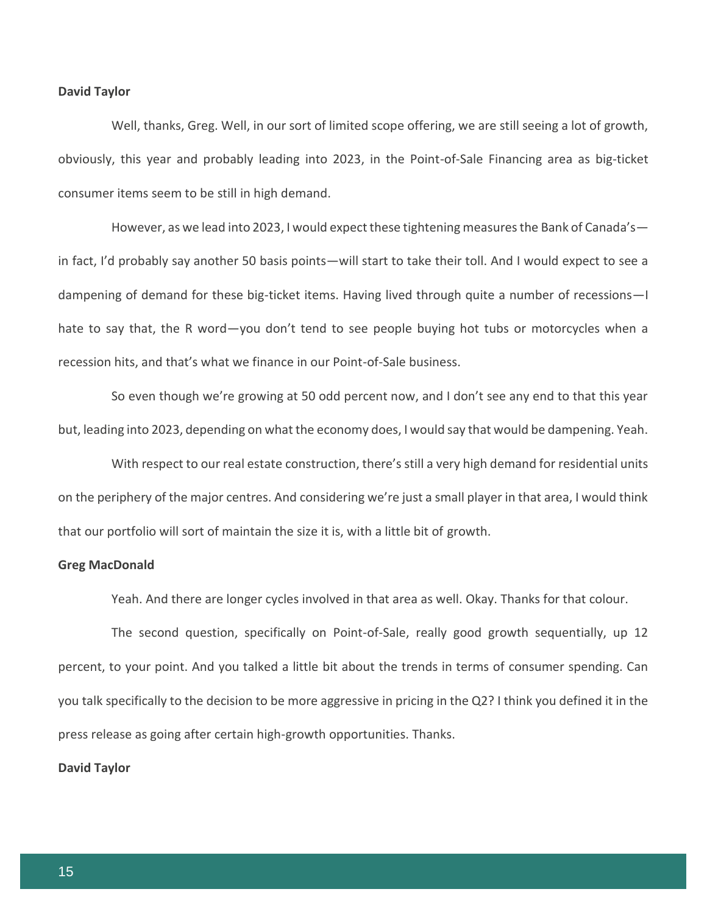**David Taylor**

Well, thanks, Greg. Well, in our sort of limited scope offering, we are still seeing a lot of growth, obviously, this year and probably leading into 2023, in the Point-of-Sale Financing area as big-ticket consumer items seem to be still in high demand.

However, as we lead into 2023, I would expect these tightening measures the Bank of Canada's—in fact, I'd probably say another 50 basis points—will start to take their toll. And I would expect to see a dampening of demand for these big-ticket items. Having lived through quite a number of recessions—I hate to say that, the R word—you don't tend to see people buying hot tubs or motorcycles when a recession hits, and that's what we finance in our Point-of-Sale business.

So even though we're growing at 50 odd percent now, and I don't see any end to that this year but, leading into 2023, depending on what the economy does, I would say that would be dampening. Yeah.

With respect to our real estate construction, there's still a very high demand for residential units on the periphery of the major centres. And considering we're just a small player in that area, I would think that our portfolio will sort of maintain the size it is, with a little bit of growth.

**Greg MacDonald**

Yeah. And there are longer cycles involved in that area as well. Okay. Thanks for that colour.

The second question, specifically on Point-of-Sale, really good growth sequentially, up 12 percent, to your point. And you talked a little bit about the trends in terms of consumer spending. Can you talk specifically to the decision to be more aggressive in pricing in the Q2? I think you defined it in the press release as going after certain high-growth opportunities. Thanks.

**David Taylor**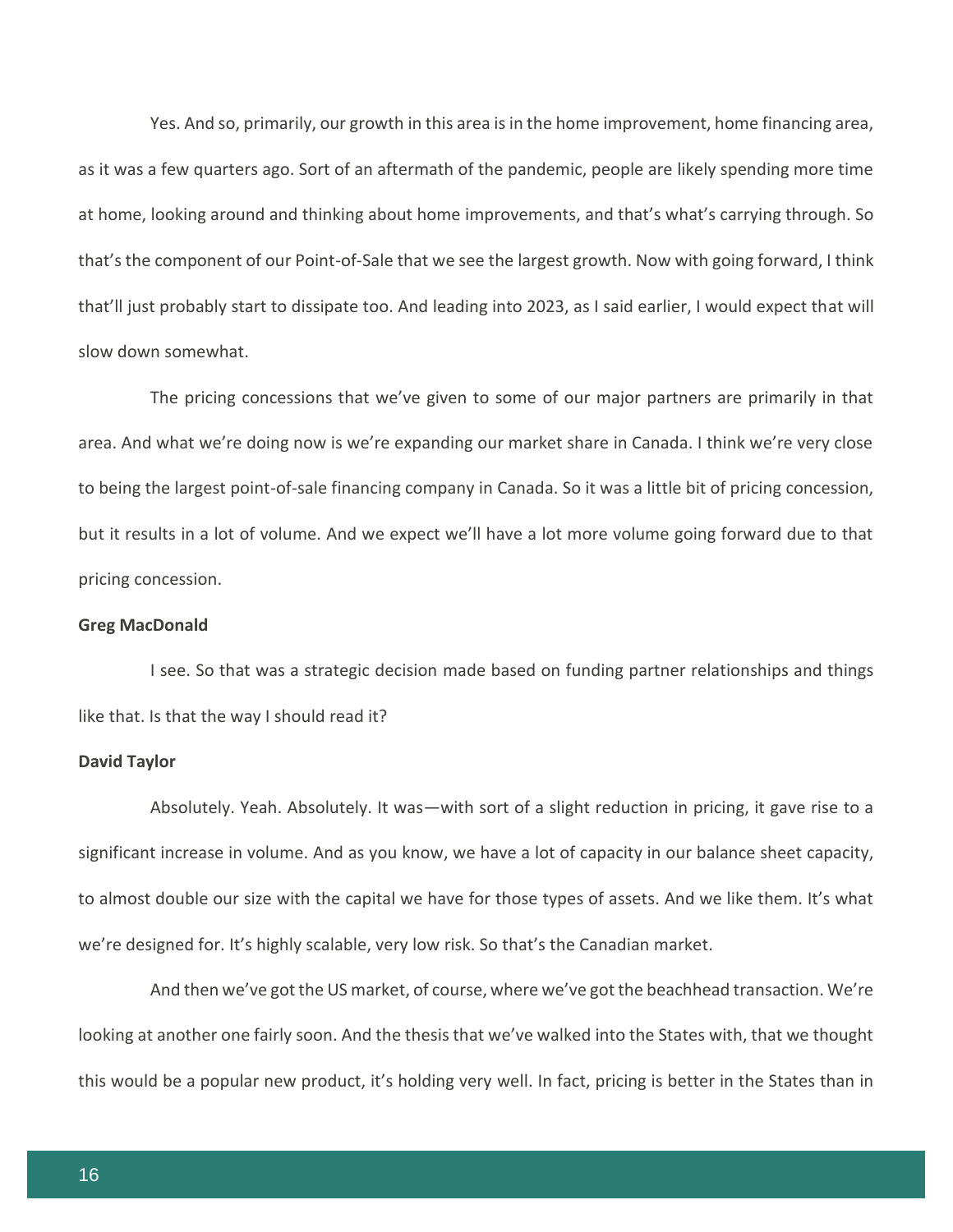Yes. And so, primarily, our growth in this area is in the home improvement, home financing area, as it was a few quarters ago. Sort of an aftermath of the pandemic, people are likely spending more time at home, looking around and thinking about home improvements, and that's what's carrying through. So that's the component of our Point-of-Sale that we see the largest growth. Now with going forward, I think that'll just probably start to dissipate too. And leading into 2023, as I said earlier, I would expect that will slow down somewhat.

The pricing concessions that we've given to some of our major partners are primarily in that area. And what we're doing now is we're expanding our market share in Canada. I think we're very close to being the largest point-of-sale financing company in Canada. So it was a little bit of pricing concession, but it results in a lot of volume. And we expect we'll have a lot more volume going forward due to that pricing concession.

**Greg MacDonald**

I see. So that was a strategic decision made based on funding partner relationships and things like that. Is that the way I should read it?

**David Taylor**

Absolutely. Yeah. Absolutely. It was—with sort of a slight reduction in pricing, it gave rise to a significant increase in volume. And as you know, we have a lot of capacity in our balance sheet capacity, to almost double our size with the capital we have for those types of assets. And we like them. It's what we're designed for. It's highly scalable, very low risk. So that's the Canadian market.

And then we've got the US market, of course, where we've got the beachhead transaction. We're looking at another one fairly soon. And the thesis that we've walked into the States with, that we thought this would be a popular new product, it's holding very well. In fact, pricing is better in the States than in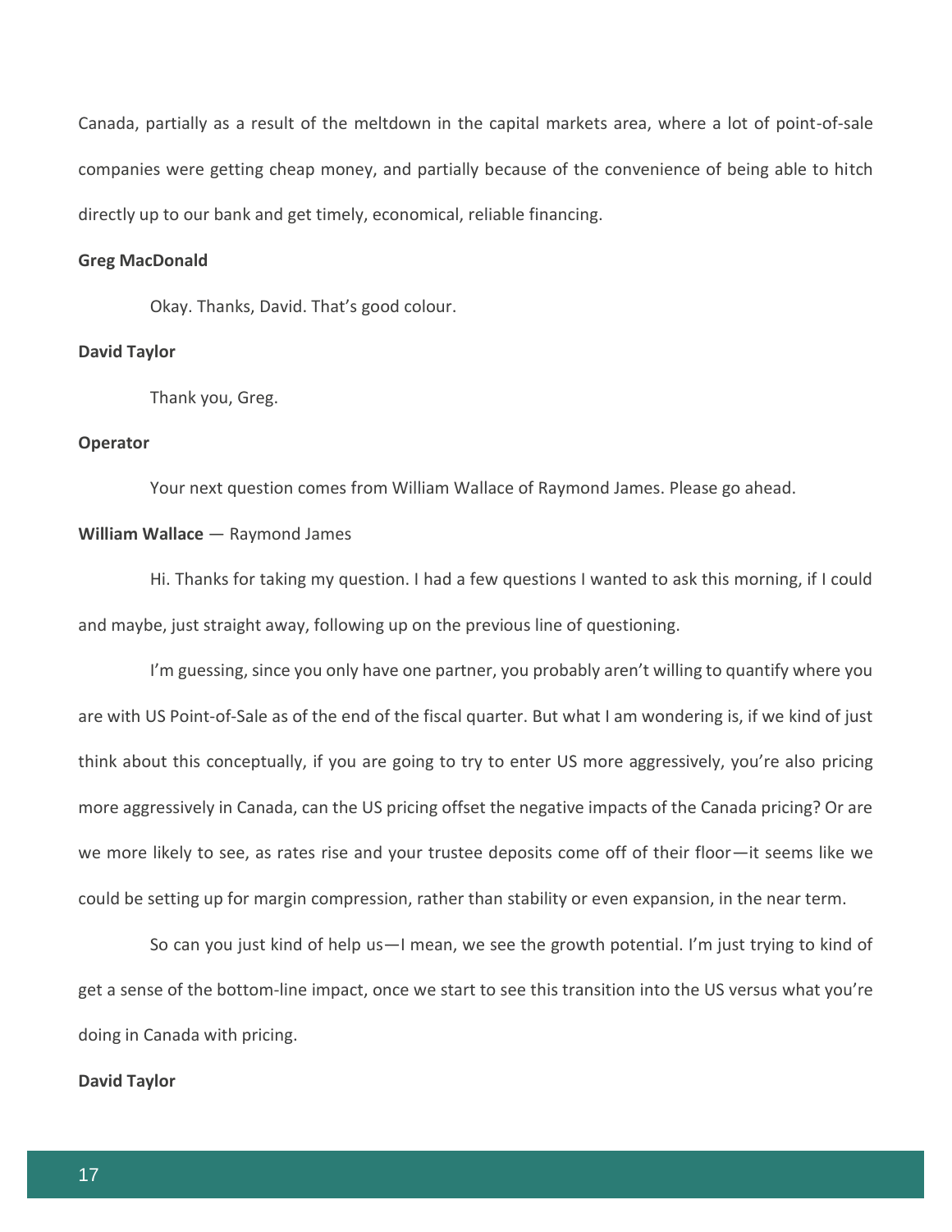Canada, partially as a result of the meltdown in the capital markets area, where a lot of point-of-sale companies were getting cheap money, and partially because of the convenience of being able to hitch directly up to our bank and get timely, economical, reliable financing.

**Greg MacDonald**

Okay. Thanks, David. That's good colour.

**David Taylor**

Thank you, Greg.

**Operator**

Your next question comes from William Wallace of Raymond James. Please go ahead.

**William Wallace** — Raymond James

Hi. Thanks for taking my question. I had a few questions I wanted to ask this morning, if I could and maybe, just straight away, following up on the previous line of questioning.

I'm guessing, since you only have one partner, you probably aren't willing to quantify where you are with US Point-of-Sale as of the end of the fiscal quarter. But what I am wondering is, if we kind of just think about this conceptually, if you are going to try to enter US more aggressively, you're also pricing more aggressively in Canada, can the US pricing offset the negative impacts of the Canada pricing? Or are we more likely to see, as rates rise and your trustee deposits come off of their floor—it seems like we could be setting up for margin compression, rather than stability or even expansion, in the near term.

So can you just kind of help us—I mean, we see the growth potential. I'm just trying to kind of get a sense of the bottom-line impact, once we start to see this transition into the US versus what you're doing in Canada with pricing.

**David Taylor**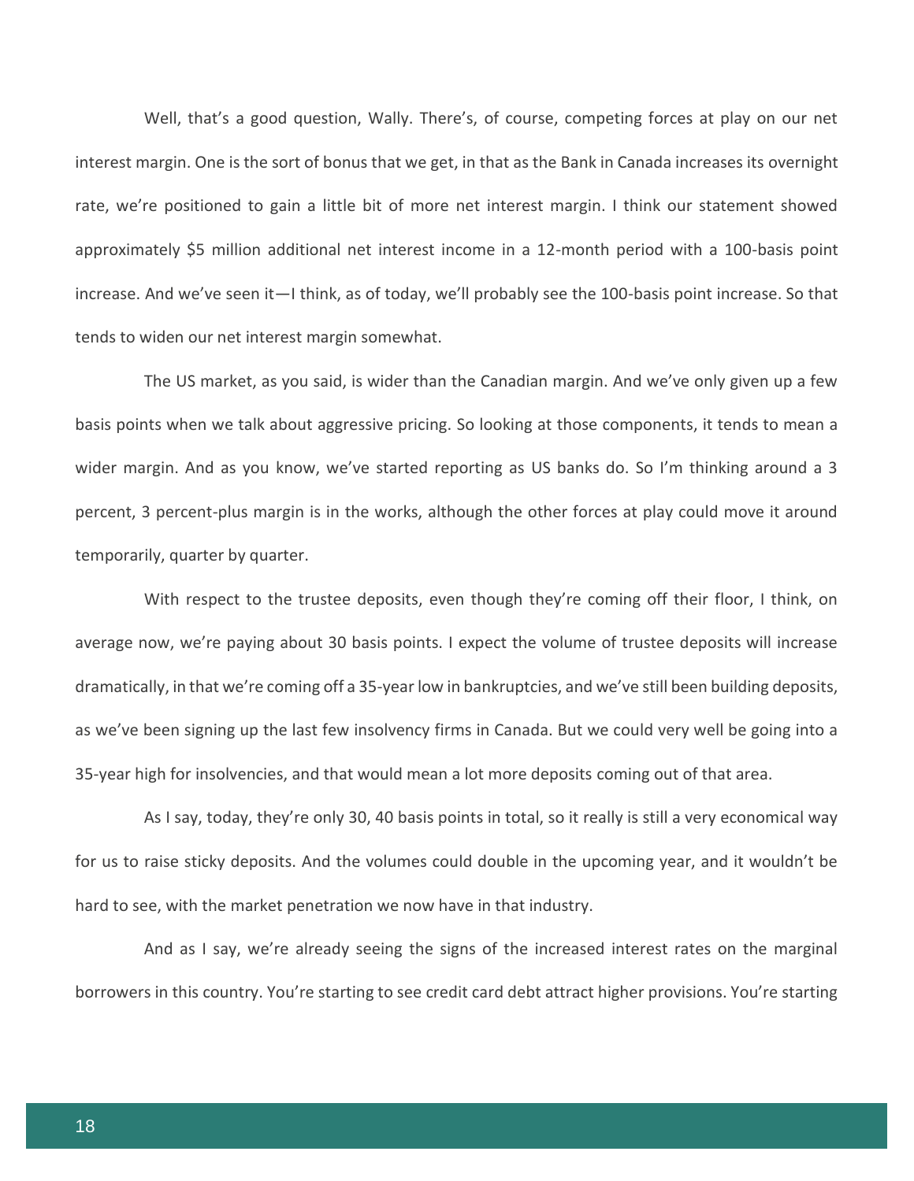Well, that's a good question, Wally. There's, of course, competing forces at play on our net interest margin. One is the sort of bonus that we get, in that as the Bank in Canada increases its overnight rate, we're positioned to gain a little bit of more net interest margin. I think our statement showed approximately $5 million additional net interest income in a 12-month period with a 100-basis point increase. And we've seen it—I think, as of today, we'll probably see the 100-basis point increase. So that tends to widen our net interest margin somewhat.

The US market, as you said, is wider than the Canadian margin. And we've only given up a few basis points when we talk about aggressive pricing. So looking at those components, it tends to mean a wider margin. And as you know, we've started reporting as US banks do. So I'm thinking around a 3 percent, 3 percent-plus margin is in the works, although the other forces at play could move it around temporarily, quarter by quarter.

With respect to the trustee deposits, even though they're coming off their floor, I think, on average now, we're paying about 30 basis points. I expect the volume of trustee deposits will increase dramatically, in that we're coming off a 35-year low in bankruptcies, and we've still been building deposits, as we've been signing up the last few insolvency firms in Canada. But we could very well be going into a 35-year high for insolvencies, and that would mean a lot more deposits coming out of that area.

As I say, today, they're only 30, 40 basis points in total, so it really is still a very economical way for us to raise sticky deposits. And the volumes could double in the upcoming year, and it wouldn't be hard to see, with the market penetration we now have in that industry.

And as I say, we're already seeing the signs of the increased interest rates on the marginal borrowers in this country. You're starting to see credit card debt attract higher provisions. You're starting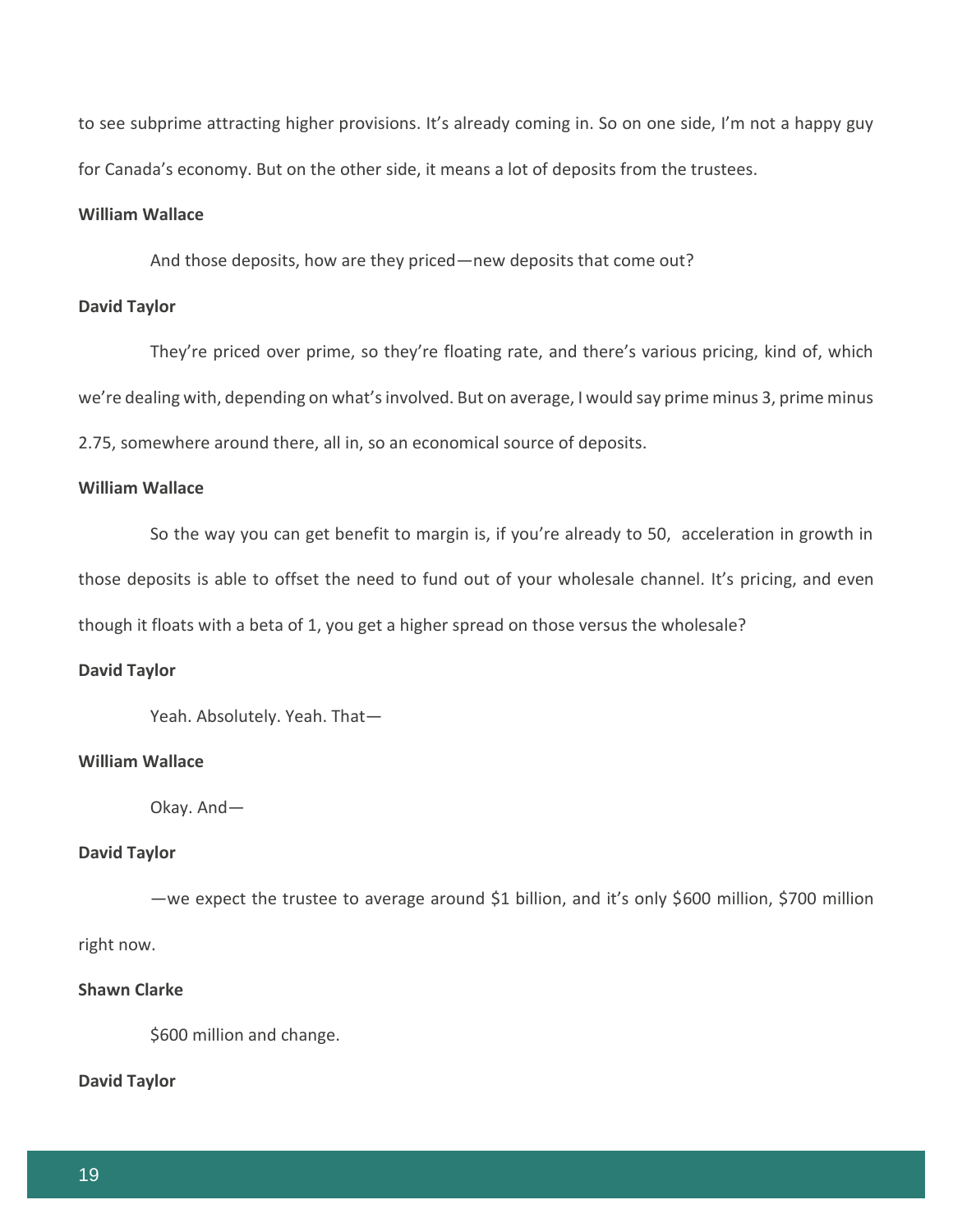to see subprime attracting higher provisions. It's already coming in. So on one side, I'm not a happy guy for Canada's economy. But on the other side, it means a lot of deposits from the trustees.

**William Wallace**

And those deposits, how are they priced—new deposits that come out?

**David Taylor**

They're priced over prime, so they're floating rate, and there's various pricing, kind of, which we're dealing with, depending on what's involved. But on average, I would say prime minus 3, prime minus 2.75, somewhere around there, all in, so an economical source of deposits.

**William Wallace**

So the way you can get benefit to margin is, if you're already to 50, acceleration in growth in those deposits is able to offset the need to fund out of your wholesale channel. It's pricing, and even though it floats with a beta of 1, you get a higher spread on those versus the wholesale?

**David Taylor**

Yeah. Absolutely. Yeah. That—

**William Wallace**

Okay. And—

**David Taylor**

—we expect the trustee to average around $1 billion, and it's only $600 million, $700 million right now.

**Shawn Clarke**

$600 million and change.

**David Taylor**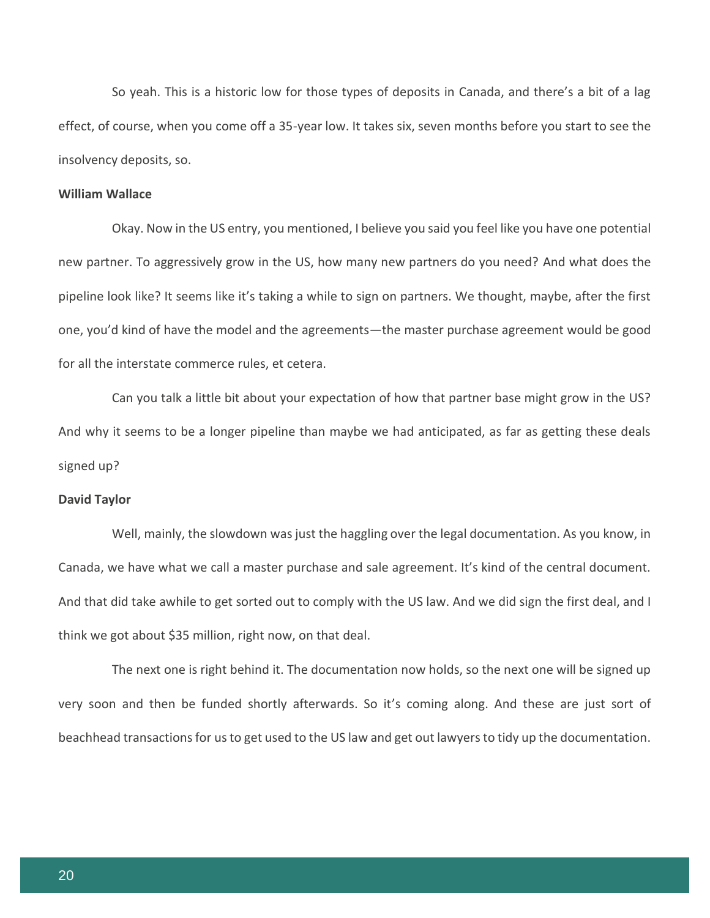So yeah. This is a historic low for those types of deposits in Canada, and there's a bit of a lag effect, of course, when you come off a 35-year low. It takes six, seven months before you start to see the insolvency deposits, so.

**William Wallace**

Okay. Now in the US entry, you mentioned, I believe you said you feel like you have one potential new partner. To aggressively grow in the US, how many new partners do you need? And what does the pipeline look like? It seems like it's taking a while to sign on partners. We thought, maybe, after the first one, you'd kind of have the model and the agreements—the master purchase agreement would be good for all the interstate commerce rules, et cetera.

Can you talk a little bit about your expectation of how that partner base might grow in the US? And why it seems to be a longer pipeline than maybe we had anticipated, as far as getting these deals signed up?

**David Taylor**

Well, mainly, the slowdown was just the haggling over the legal documentation. As you know, in Canada, we have what we call a master purchase and sale agreement. It's kind of the central document. And that did take awhile to get sorted out to comply with the US law. And we did sign the first deal, and I think we got about $35 million, right now, on that deal.

The next one is right behind it. The documentation now holds, so the next one will be signed up very soon and then be funded shortly afterwards. So it's coming along. And these are just sort of beachhead transactions for us to get used to the US law and get out lawyers to tidy up the documentation.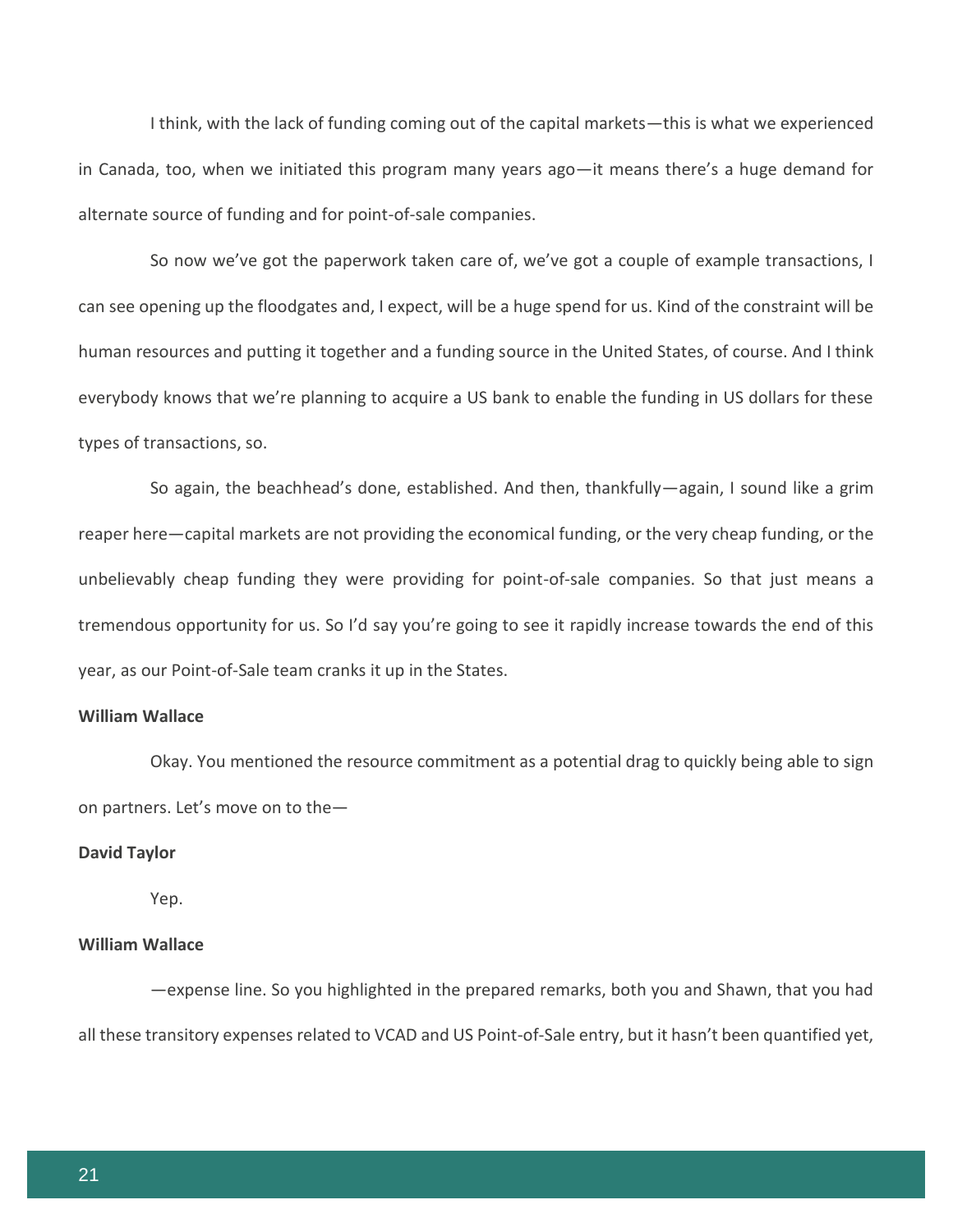I think, with the lack of funding coming out of the capital markets—this is what we experienced in Canada, too, when we initiated this program many years ago—it means there's a huge demand for alternate source of funding and for point-of-sale companies.

So now we've got the paperwork taken care of, we've got a couple of example transactions, I can see opening up the floodgates and, I expect, will be a huge spend for us. Kind of the constraint will be human resources and putting it together and a funding source in the United States, of course. And I think everybody knows that we're planning to acquire a US bank to enable the funding in US dollars for these types of transactions, so.

So again, the beachhead's done, established. And then, thankfully—again, I sound like a grim reaper here—capital markets are not providing the economical funding, or the very cheap funding, or the unbelievably cheap funding they were providing for point-of-sale companies. So that just means a tremendous opportunity for us. So I'd say you're going to see it rapidly increase towards the end of this year, as our Point-of-Sale team cranks it up in the States.

**William Wallace**

Okay. You mentioned the resource commitment as a potential drag to quickly being able to sign on partners. Let's move on to the—

**David Taylor**

Yep.

**William Wallace**

—expense line. So you highlighted in the prepared remarks, both you and Shawn, that you had all these transitory expenses related to VCAD and US Point-of-Sale entry, but it hasn't been quantified yet,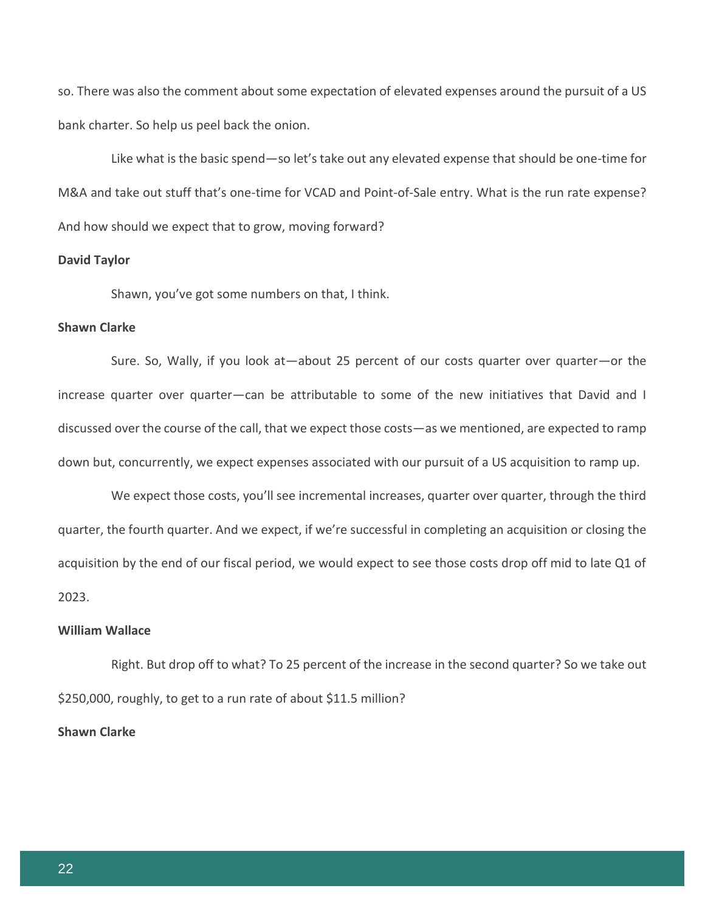so. There was also the comment about some expectation of elevated expenses around the pursuit of a US bank charter. So help us peel back the onion.

Like what is the basic spend—so let's take out any elevated expense that should be one-time for M&A and take out stuff that's one-time for VCAD and Point-of-Sale entry. What is the run rate expense? And how should we expect that to grow, moving forward?

**David Taylor**

Shawn, you've got some numbers on that, I think.

**Shawn Clarke**

Sure. So, Wally, if you look at—about 25 percent of our costs quarter over quarter—or the increase quarter over quarter—can be attributable to some of the new initiatives that David and I discussed over the course of the call, that we expect those costs—as we mentioned, are expected to ramp down but, concurrently, we expect expenses associated with our pursuit of a US acquisition to ramp up.

We expect those costs, you'll see incremental increases, quarter over quarter, through the third quarter, the fourth quarter. And we expect, if we're successful in completing an acquisition or closing the acquisition by the end of our fiscal period, we would expect to see those costs drop off mid to late Q1 of 2023.

**William Wallace**

Right. But drop off to what? To 25 percent of the increase in the second quarter? So we take out $250,000, roughly, to get to a run rate of about $11.5 million?

**Shawn Clarke**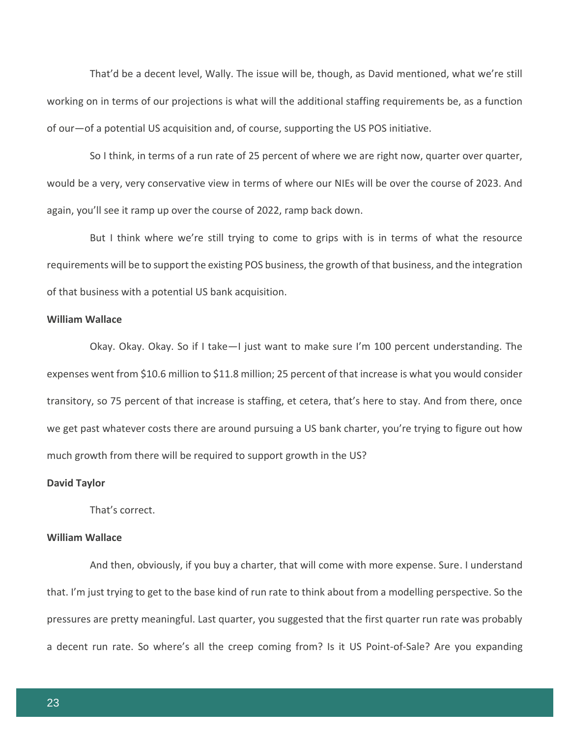That'd be a decent level, Wally. The issue will be, though, as David mentioned, what we're still working on in terms of our projections is what will the additional staffing requirements be, as a function of our—of a potential US acquisition and, of course, supporting the US POS initiative.

So I think, in terms of a run rate of 25 percent of where we are right now, quarter over quarter, would be a very, very conservative view in terms of where our NIEs will be over the course of 2023. And again, you'll see it ramp up over the course of 2022, ramp back down.

But I think where we're still trying to come to grips with is in terms of what the resource requirements will be to support the existing POS business, the growth of that business, and the integration of that business with a potential US bank acquisition.

**William Wallace**

Okay. Okay. Okay. So if I take—I just want to make sure I'm 100 percent understanding. The expenses went from $10.6 million to $11.8 million; 25 percent of that increase is what you would consider transitory, so 75 percent of that increase is staffing, et cetera, that's here to stay. And from there, once we get past whatever costs there are around pursuing a US bank charter, you're trying to figure out how much growth from there will be required to support growth in the US?

**David Taylor**

That's correct.

**William Wallace**

And then, obviously, if you buy a charter, that will come with more expense. Sure. I understand that. I'm just trying to get to the base kind of run rate to think about from a modelling perspective. So the pressures are pretty meaningful. Last quarter, you suggested that the first quarter run rate was probably a decent run rate. So where's all the creep coming from? Is it US Point-of-Sale? Are you expanding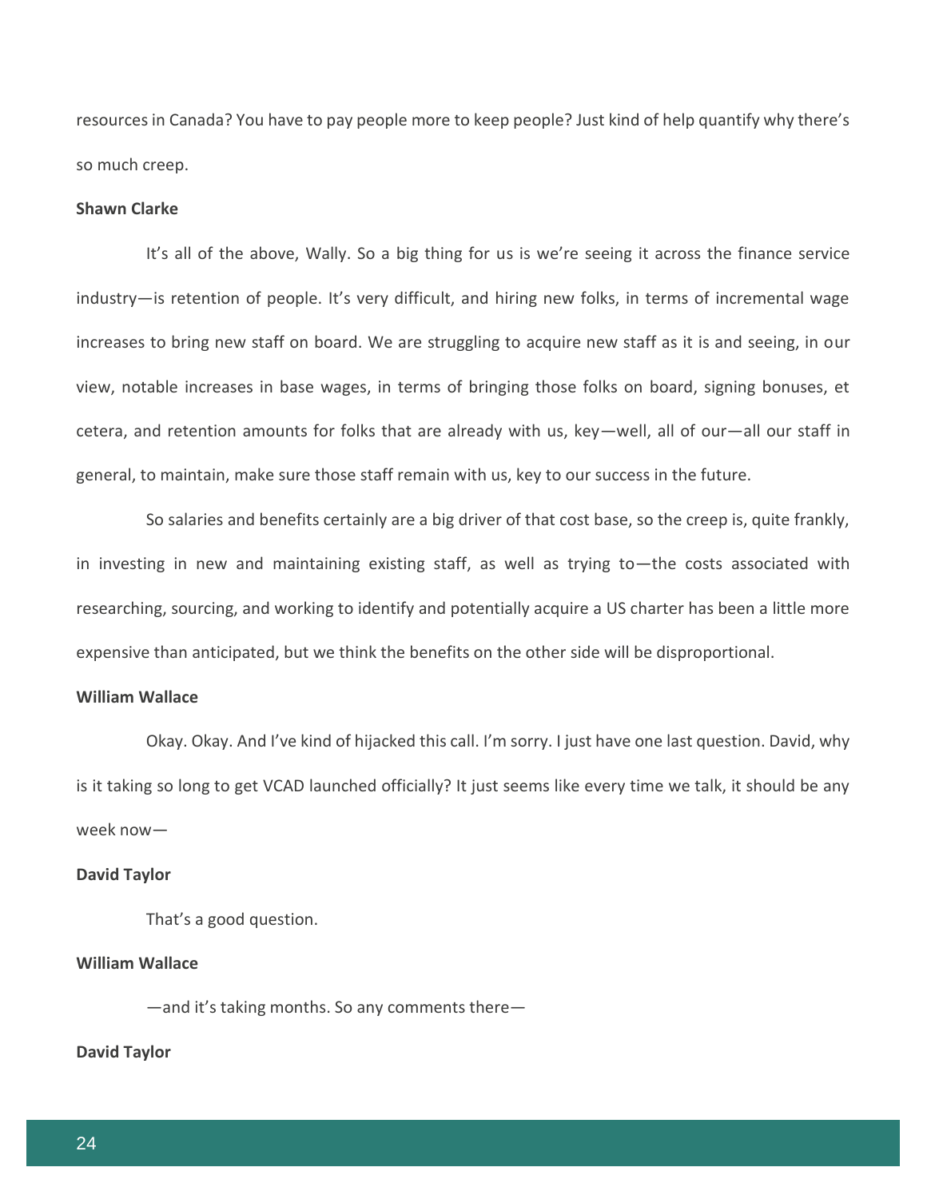resources in Canada? You have to pay people more to keep people? Just kind of help quantify why there's so much creep.

**Shawn Clarke**

It's all of the above, Wally. So a big thing for us is we're seeing it across the finance service industry—is retention of people. It's very difficult, and hiring new folks, in terms of incremental wage increases to bring new staff on board. We are struggling to acquire new staff as it is and seeing, in our view, notable increases in base wages, in terms of bringing those folks on board, signing bonuses, et cetera, and retention amounts for folks that are already with us, key—well, all of our—all our staff in general, to maintain, make sure those staff remain with us, key to our success in the future.

So salaries and benefits certainly are a big driver of that cost base, so the creep is, quite frankly, in investing in new and maintaining existing staff, as well as trying to—the costs associated with researching, sourcing, and working to identify and potentially acquire a US charter has been a little more expensive than anticipated, but we think the benefits on the other side will be disproportional.

**William Wallace**

Okay. Okay. And I've kind of hijacked this call. I'm sorry. I just have one last question. David, why is it taking so long to get VCAD launched officially? It just seems like every time we talk, it should be any week now—

**David Taylor**

That's a good question.

**William Wallace**

—and it's taking months. So any comments there—

**David Taylor**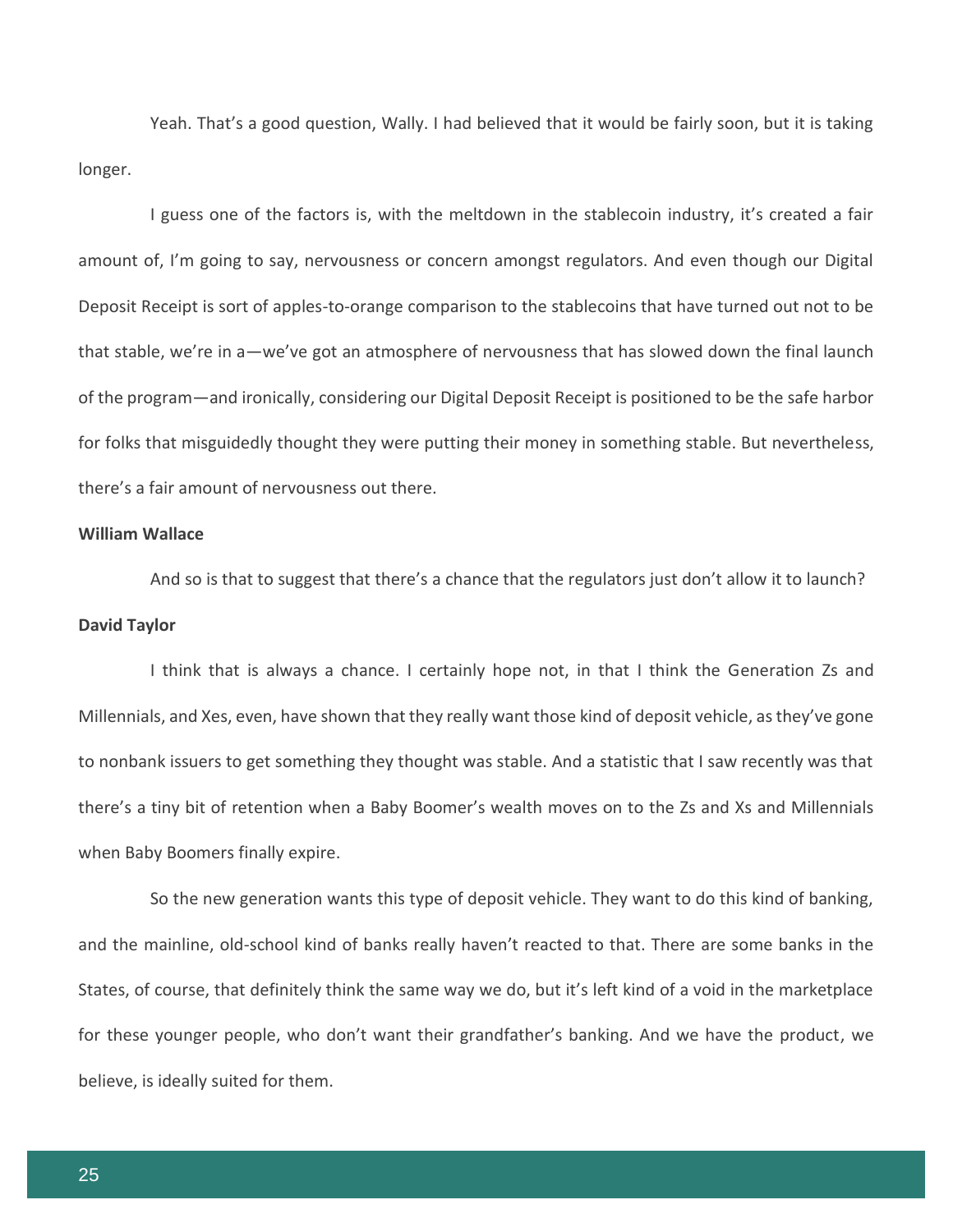Yeah. That's a good question, Wally. I had believed that it would be fairly soon, but it is taking longer.

I guess one of the factors is, with the meltdown in the stablecoin industry, it's created a fair amount of, I'm going to say, nervousness or concern amongst regulators. And even though our Digital Deposit Receipt is sort of apples-to-orange comparison to the stablecoins that have turned out not to be that stable, we're in a—we've got an atmosphere of nervousness that has slowed down the final launch of the program—and ironically, considering our Digital Deposit Receipt is positioned to be the safe harbor for folks that misguidedly thought they were putting their money in something stable. But nevertheless, there's a fair amount of nervousness out there.

**William Wallace**

And so is that to suggest that there's a chance that the regulators just don't allow it to launch?

**David Taylor**

I think that is always a chance. I certainly hope not, in that I think the Generation Zs and Millennials, and Xes, even, have shown that they really want those kind of deposit vehicle, as they've gone to nonbank issuers to get something they thought was stable. And a statistic that I saw recently was that there's a tiny bit of retention when a Baby Boomer's wealth moves on to the Zs and Xs and Millennials when Baby Boomers finally expire.

So the new generation wants this type of deposit vehicle. They want to do this kind of banking, and the mainline, old-school kind of banks really haven't reacted to that. There are some banks in the States, of course, that definitely think the same way we do, but it's left kind of a void in the marketplace for these younger people, who don't want their grandfather's banking. And we have the product, we believe, is ideally suited for them.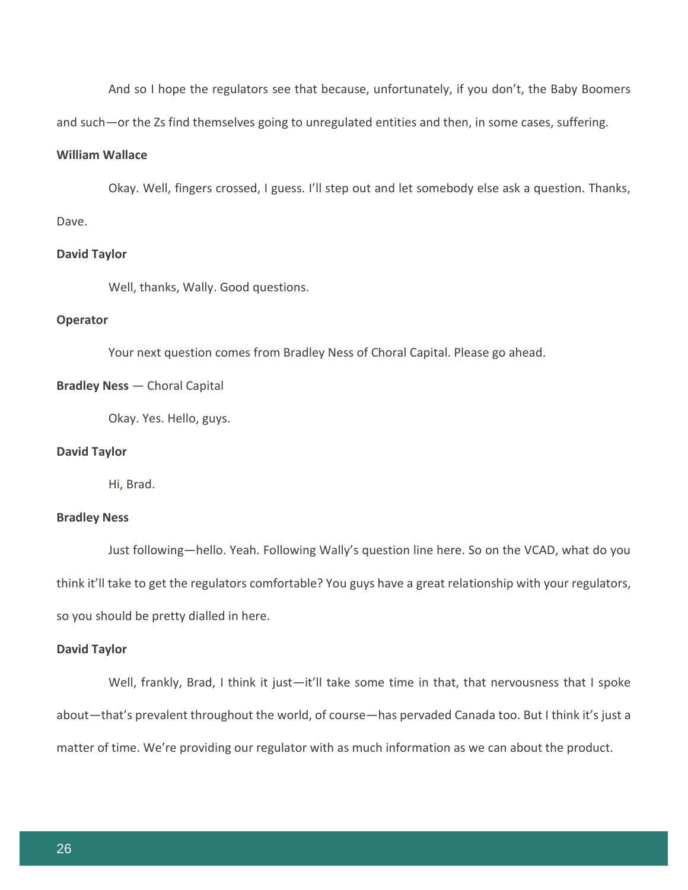And so I hope the regulators see that because, unfortunately, if you don't, the Baby Boomers and such—or the Zs find themselves going to unregulated entities and then, in some cases, suffering.

**William Wallace**

Okay. Well, fingers crossed, I guess. I'll step out and let somebody else ask a question. Thanks, Dave.

**David Taylor**

Well, thanks, Wally. Good questions.

**Operator**

Your next question comes from Bradley Ness of Choral Capital. Please go ahead.

**Bradley Ness** — Choral Capital

Okay. Yes. Hello, guys.

**David Taylor**

Hi, Brad.

**Bradley Ness**

Just following—hello. Yeah. Following Wally's question line here. So on the VCAD, what do you think it'll take to get the regulators comfortable? You guys have a great relationship with your regulators, so you should be pretty dialled in here.

**David Taylor**

Well, frankly, Brad, I think it just—it'll take some time in that, that nervousness that I spoke about—that's prevalent throughout the world, of course—has pervaded Canada too. But I think it's just a matter of time. We're providing our regulator with as much information as we can about the product.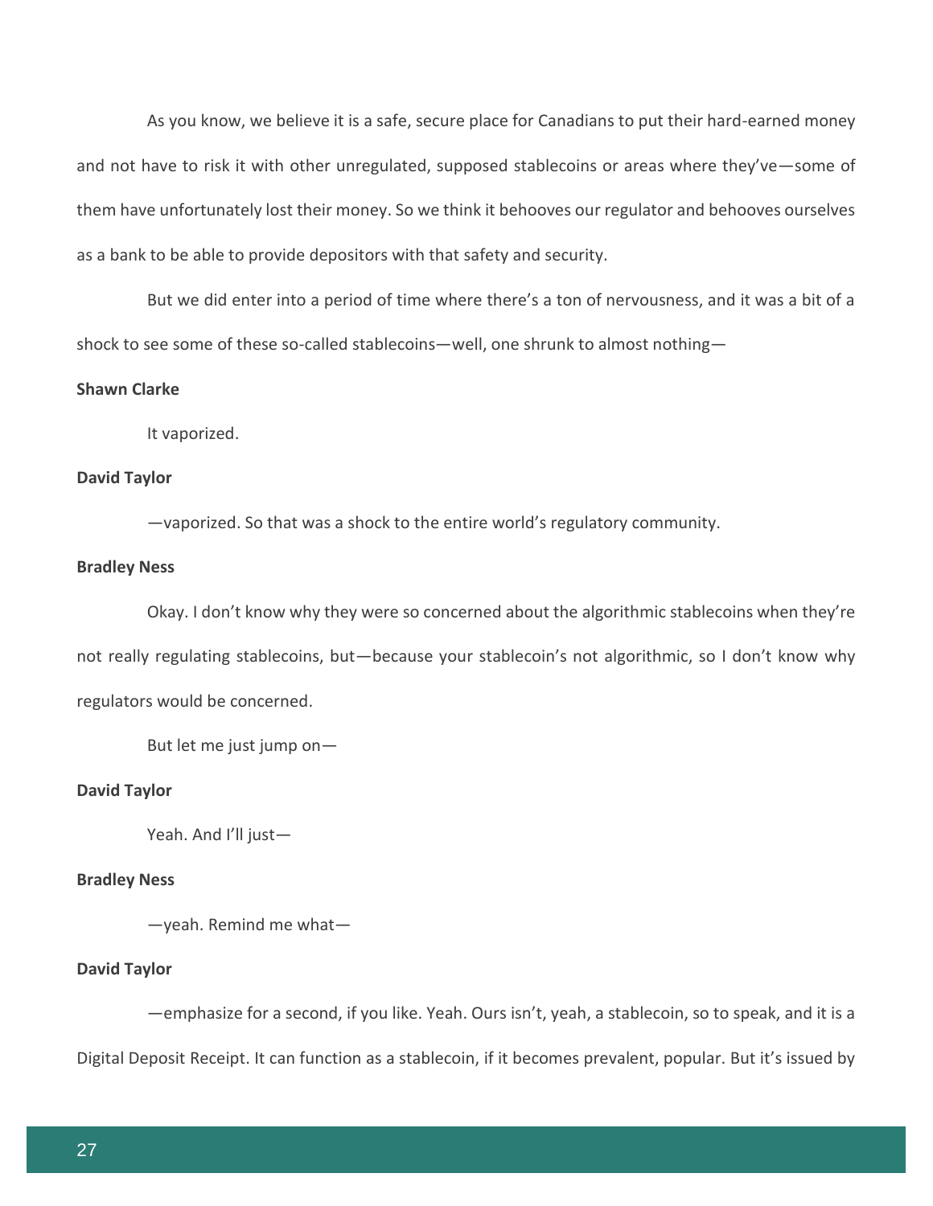As you know, we believe it is a safe, secure place for Canadians to put their hard-earned money and not have to risk it with other unregulated, supposed stablecoins or areas where they've—some of them have unfortunately lost their money. So we think it behooves our regulator and behooves ourselves as a bank to be able to provide depositors with that safety and security.

But we did enter into a period of time where there's a ton of nervousness, and it was a bit of a shock to see some of these so-called stablecoins—well, one shrunk to almost nothing—

**Shawn Clarke**

It vaporized.

**David Taylor**

—vaporized. So that was a shock to the entire world's regulatory community.

**Bradley Ness**

Okay. I don't know why they were so concerned about the algorithmic stablecoins when they're not really regulating stablecoins, but—because your stablecoin's not algorithmic, so I don't know why regulators would be concerned.

But let me just jump on—

**David Taylor**

Yeah. And I'll just—

**Bradley Ness**

—yeah. Remind me what—

**David Taylor**

—emphasize for a second, if you like. Yeah. Ours isn't, yeah, a stablecoin, so to speak, and it is a Digital Deposit Receipt. It can function as a stablecoin, if it becomes prevalent, popular. But it's issued by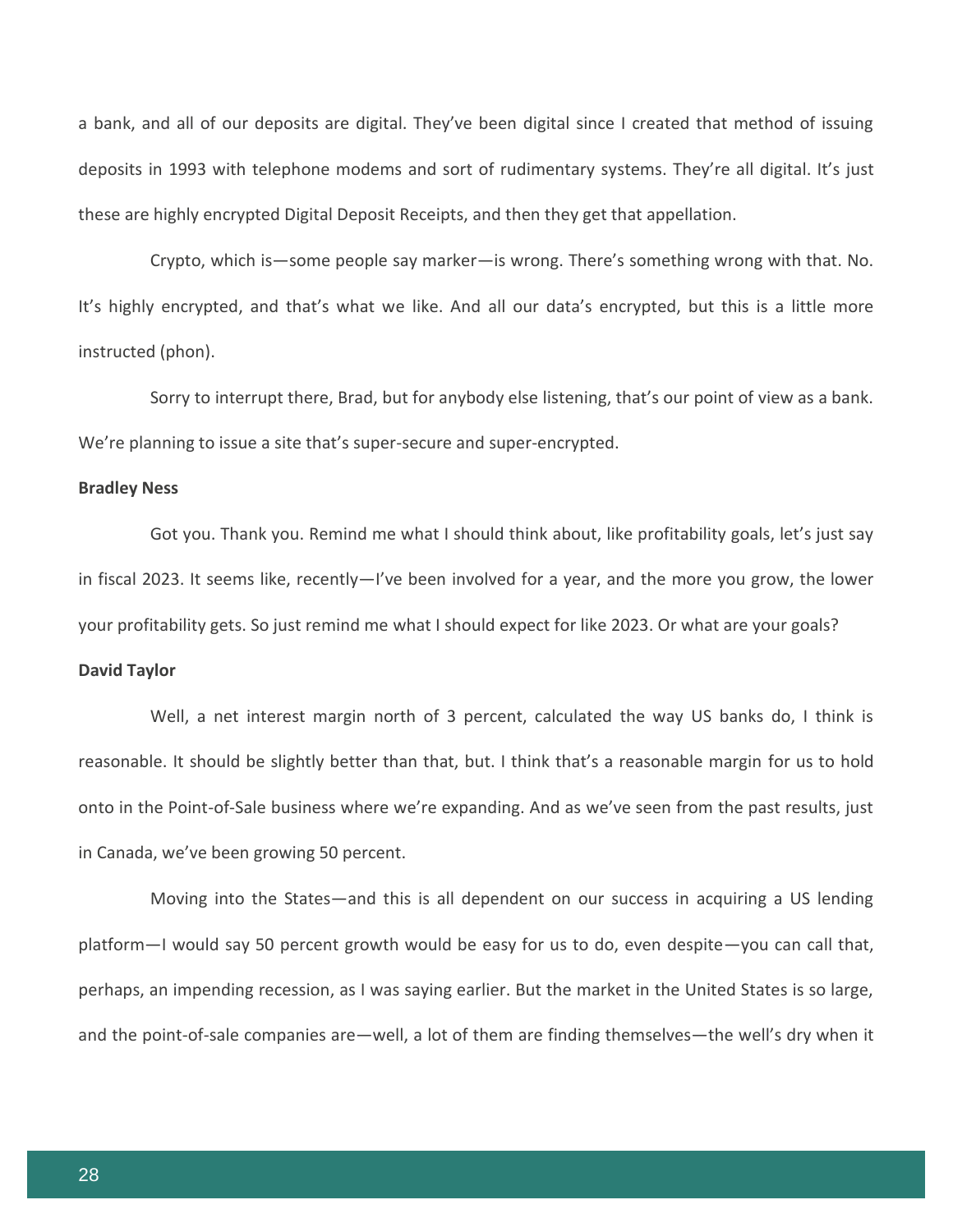a bank, and all of our deposits are digital. They've been digital since I created that method of issuing deposits in 1993 with telephone modems and sort of rudimentary systems. They're all digital. It's just these are highly encrypted Digital Deposit Receipts, and then they get that appellation.

Crypto, which is—some people say marker—is wrong. There's something wrong with that. No. It's highly encrypted, and that's what we like. And all our data's encrypted, but this is a little more instructed (phon).

Sorry to interrupt there, Brad, but for anybody else listening, that's our point of view as a bank. We're planning to issue a site that's super-secure and super-encrypted.

**Bradley Ness**

Got you. Thank you. Remind me what I should think about, like profitability goals, let's just say in fiscal 2023. It seems like, recently—I've been involved for a year, and the more you grow, the lower your profitability gets. So just remind me what I should expect for like 2023. Or what are your goals?

**David Taylor**

Well, a net interest margin north of 3 percent, calculated the way US banks do, I think is reasonable. It should be slightly better than that, but. I think that's a reasonable margin for us to hold onto in the Point-of-Sale business where we're expanding. And as we've seen from the past results, just in Canada, we've been growing 50 percent.

Moving into the States—and this is all dependent on our success in acquiring a US lending platform—I would say 50 percent growth would be easy for us to do, even despite—you can call that, perhaps, an impending recession, as I was saying earlier. But the market in the United States is so large, and the point-of-sale companies are—well, a lot of them are finding themselves—the well's dry when it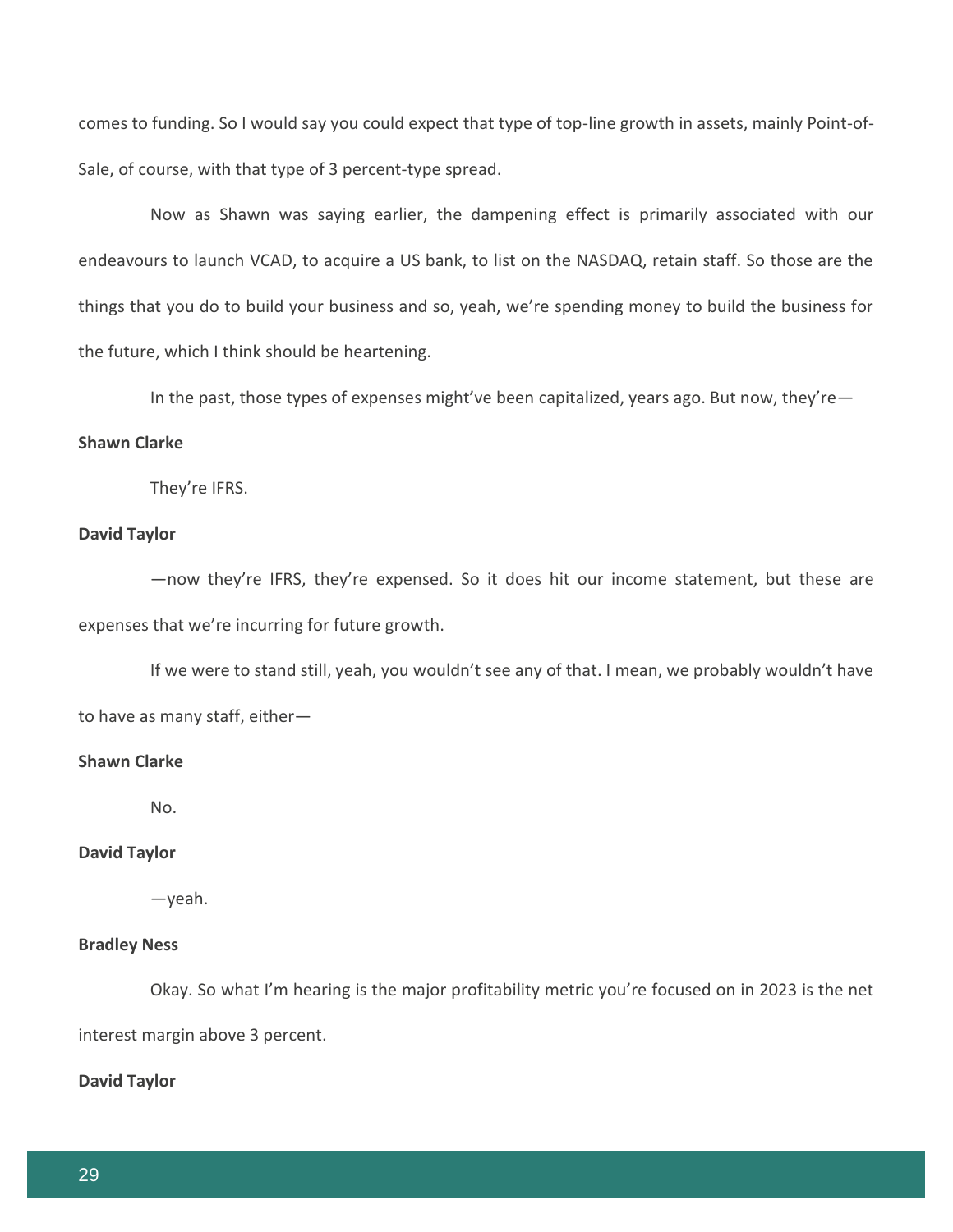comes to funding. So I would say you could expect that type of top-line growth in assets, mainly Point-of-Sale, of course, with that type of 3 percent-type spread.

Now as Shawn was saying earlier, the dampening effect is primarily associated with our endeavours to launch VCAD, to acquire a US bank, to list on the NASDAQ, retain staff. So those are the things that you do to build your business and so, yeah, we're spending money to build the business for the future, which I think should be heartening.

In the past, those types of expenses might've been capitalized, years ago. But now, they're—

**Shawn Clarke**

They're IFRS.

**David Taylor**

—now they're IFRS, they're expensed. So it does hit our income statement, but these are expenses that we're incurring for future growth.

If we were to stand still, yeah, you wouldn't see any of that. I mean, we probably wouldn't have to have as many staff, either—

**Shawn Clarke**

No.

**David Taylor**

—yeah.

**Bradley Ness**

Okay. So what I'm hearing is the major profitability metric you're focused on in 2023 is the net interest margin above 3 percent.

**David Taylor**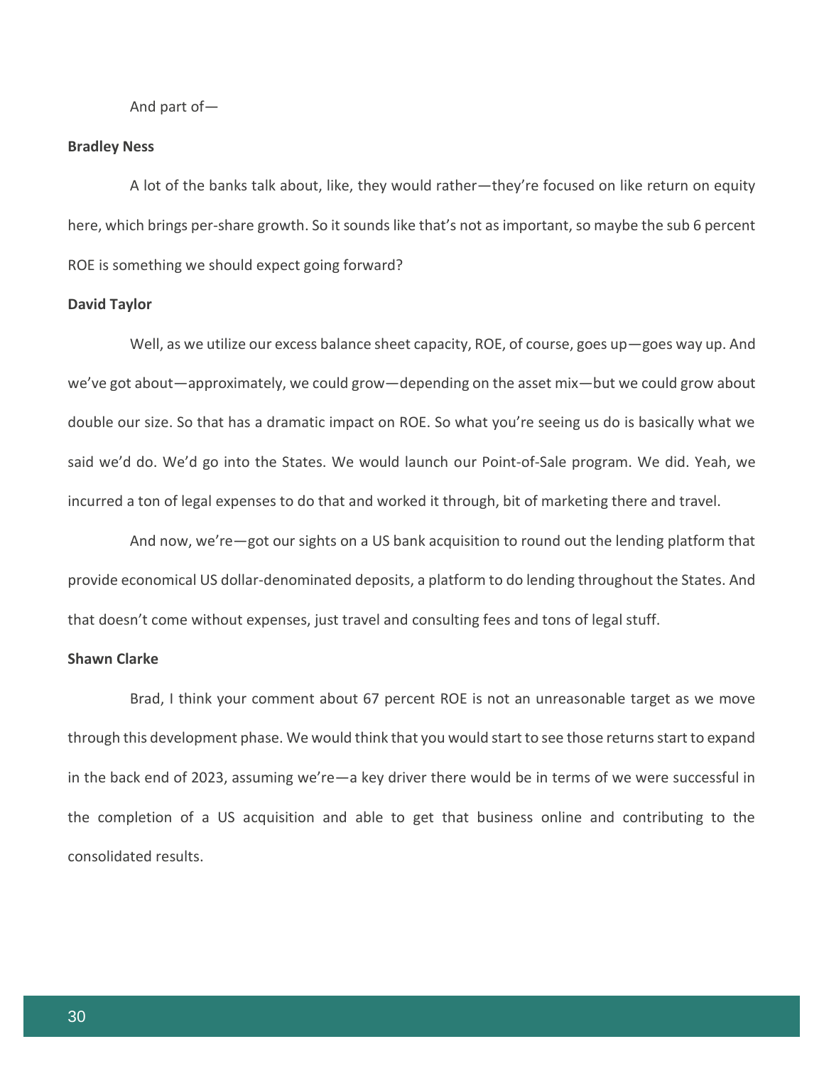And part of—

**Bradley Ness**

A lot of the banks talk about, like, they would rather—they're focused on like return on equity here, which brings per-share growth. So it sounds like that's not as important, so maybe the sub 6 percent ROE is something we should expect going forward?

**David Taylor**

Well, as we utilize our excess balance sheet capacity, ROE, of course, goes up—goes way up. And we've got about—approximately, we could grow—depending on the asset mix—but we could grow about double our size. So that has a dramatic impact on ROE. So what you're seeing us do is basically what we said we'd do. We'd go into the States. We would launch our Point-of-Sale program. We did. Yeah, we incurred a ton of legal expenses to do that and worked it through, bit of marketing there and travel.

And now, we're—got our sights on a US bank acquisition to round out the lending platform that provide economical US dollar-denominated deposits, a platform to do lending throughout the States. And that doesn't come without expenses, just travel and consulting fees and tons of legal stuff.

**Shawn Clarke**

Brad, I think your comment about 67 percent ROE is not an unreasonable target as we move through this development phase. We would think that you would start to see those returns start to expand in the back end of 2023, assuming we're—a key driver there would be in terms of we were successful in the completion of a US acquisition and able to get that business online and contributing to the consolidated results.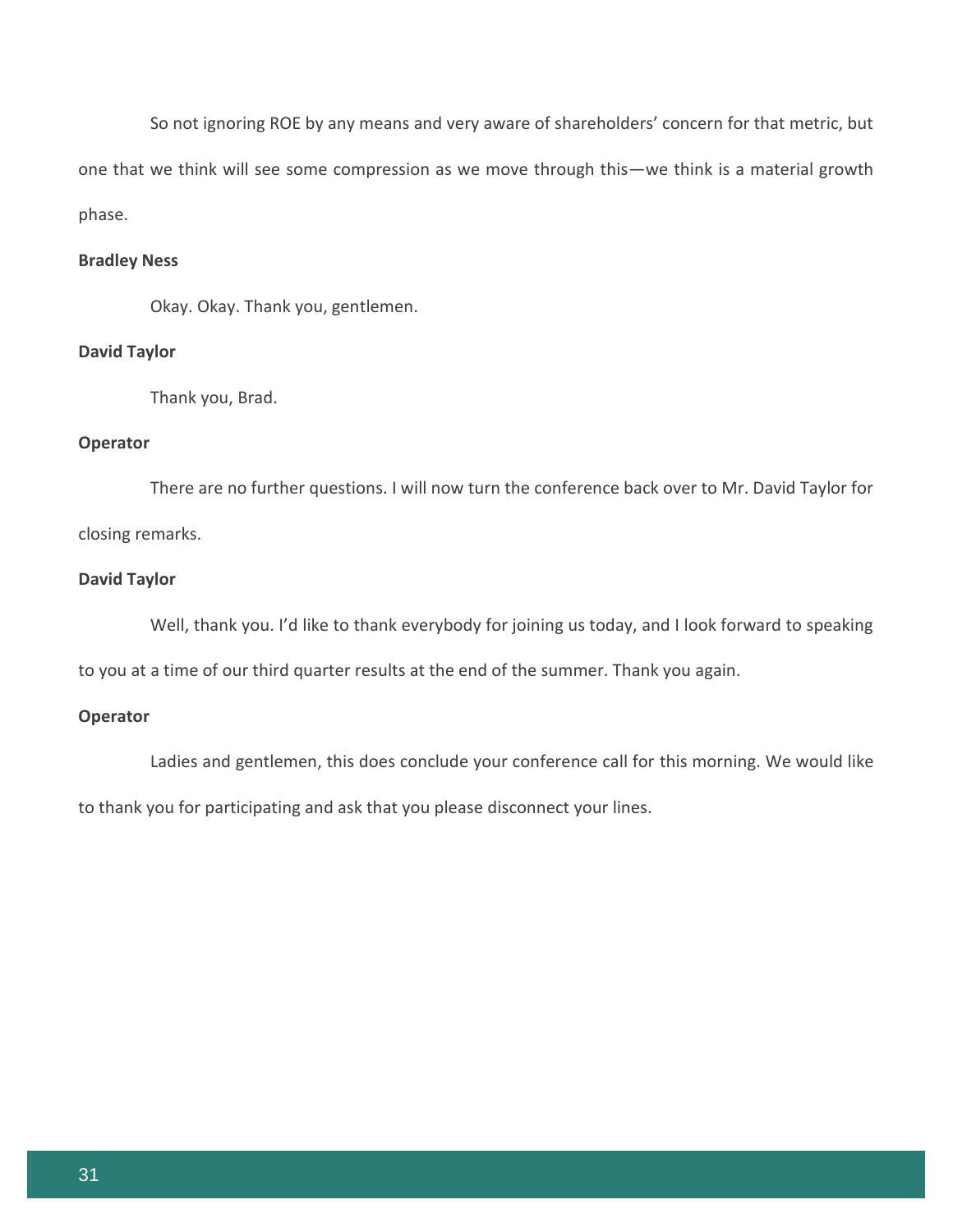So not ignoring ROE by any means and very aware of shareholders' concern for that metric, but one that we think will see some compression as we move through this—we think is a material growth phase.

**Bradley Ness**

Okay. Okay. Thank you, gentlemen.

**David Taylor**

Thank you, Brad.

**Operator**

There are no further questions. I will now turn the conference back over to Mr. David Taylor for closing remarks.

**David Taylor**

Well, thank you. I'd like to thank everybody for joining us today, and I look forward to speaking to you at a time of our third quarter results at the end of the summer. Thank you again.

**Operator**

Ladies and gentlemen, this does conclude your conference call for this morning. We would like to thank you for participating and ask that you please disconnect your lines.